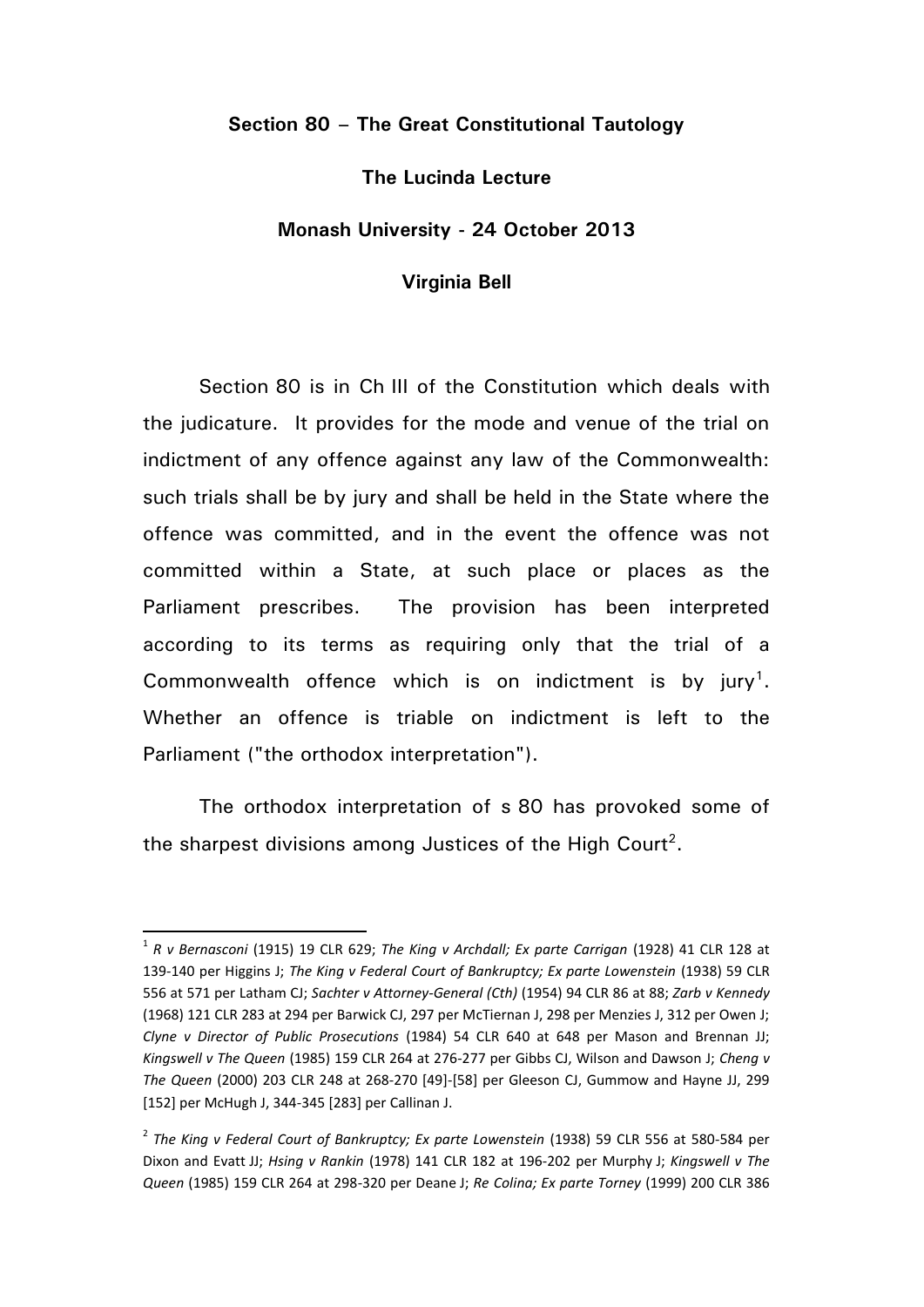**Section 80 – The Great Constitutional Tautology**

**The Lucinda Lecture**

**Monash University - 24 October 2013**

**Virginia Bell**

Section 80 is in Ch III of the Constitution which deals with the judicature. It provides for the mode and venue of the trial on indictment of any offence against any law of the Commonwealth: such trials shall be by jury and shall be held in the State where the offence was committed, and in the event the offence was not committed within a State, at such place or places as the Parliament prescribes. The provision has been interpreted according to its terms as requiring only that the trial of a Commonwealth offence which is on indictment is by jury[1]. Whether an offence is triable on indictment is left to the Parliament ("the orthodox interpretation").

The orthodox interpretation of s 80 has provoked some of the sharpest divisions among Justices of the High Court[2].

---

[1] *R v Bernasconi* (1915) 19 CLR 629; *The King v Archdall; Ex parte Carrigan* (1928) 41 CLR 128 at 139-140 per Higgins J; *The King v Federal Court of Bankruptcy; Ex parte Lowenstein* (1938) 59 CLR 556 at 571 per Latham CJ; *Sachter v Attorney-General (Cth)* (1954) 94 CLR 86 at 88; *Zarb v Kennedy* (1968) 121 CLR 283 at 294 per Barwick CJ, 297 per McTiernan J, 298 per Menzies J, 312 per Owen J; *Clyne v Director of Public Prosecutions* (1984) 54 CLR 640 at 648 per Mason and Brennan JJ; *Kingswell v The Queen* (1985) 159 CLR 264 at 276-277 per Gibbs CJ, Wilson and Dawson J; *Cheng v The Queen* (2000) 203 CLR 248 at 268-270 [49]-[58] per Gleeson CJ, Gummow and Hayne JJ, 299 [152] per McHugh J, 344-345 [283] per Callinan J.

[2] *The King v Federal Court of Bankruptcy; Ex parte Lowenstein* (1938) 59 CLR 556 at 580-584 per Dixon and Evatt JJ; *Hsing v Rankin* (1978) 141 CLR 182 at 196-202 per Murphy J; *Kingswell v The Queen* (1985) 159 CLR 264 at 298-320 per Deane J; *Re Colina; Ex parte Torney* (1999) 200 CLR 386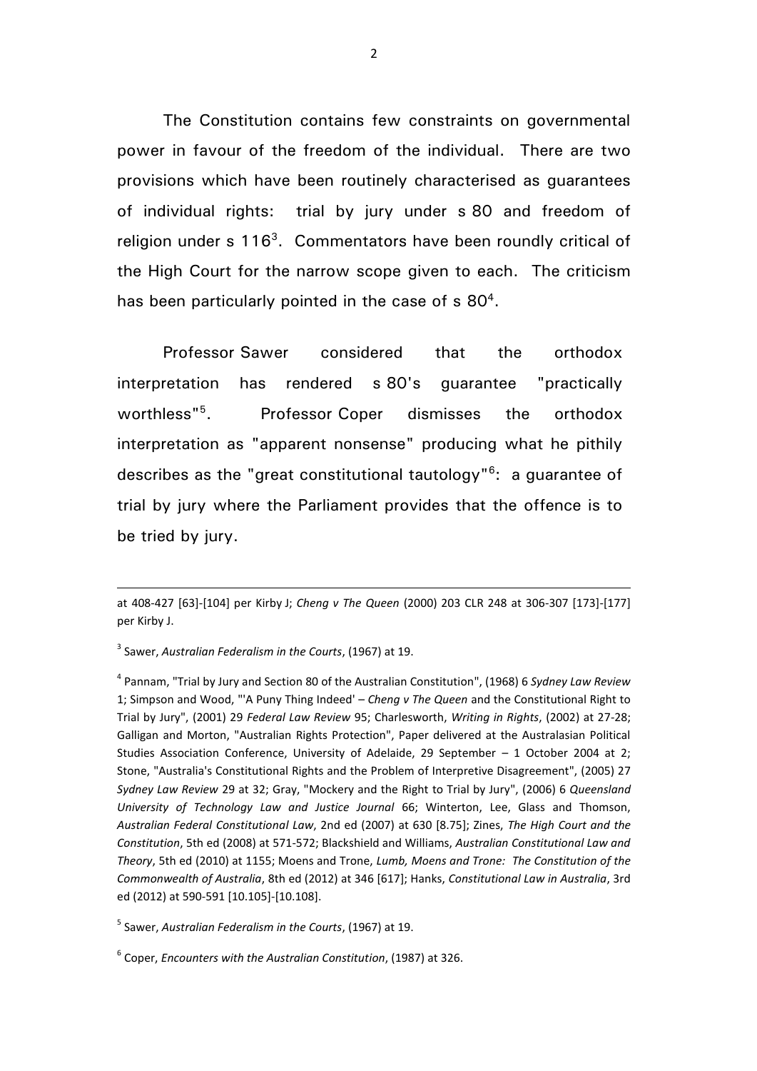The Constitution contains few constraints on governmental power in favour of the freedom of the individual. There are two provisions which have been routinely characterised as guarantees of individual rights: trial by jury under s 80 and freedom of religion under s 116[3]. Commentators have been roundly critical of the High Court for the narrow scope given to each. The criticism has been particularly pointed in the case of s 80[4].

Professor Sawer considered that the orthodox interpretation has rendered s 80's guarantee "practically worthless"[5]. Professor Coper dismisses the orthodox interpretation as "apparent nonsense" producing what he pithily describes as the "great constitutional tautology"[6]: a guarantee of trial by jury where the Parliament provides that the offence is to be tried by jury.

---

at 408-427 [63]-[104] per Kirby J; *Cheng v The Queen* (2000) 203 CLR 248 at 306-307 [173]-[177] per Kirby J.

[3] Sawer, *Australian Federalism in the Courts*, (1967) at 19.

[4] Pannam, "Trial by Jury and Section 80 of the Australian Constitution", (1968) 6 *Sydney Law Review* 1; Simpson and Wood, "'A Puny Thing Indeed' – *Cheng v The Queen* and the Constitutional Right to Trial by Jury", (2001) 29 *Federal Law Review* 95; Charlesworth, *Writing in Rights*, (2002) at 27-28; Galligan and Morton, "Australian Rights Protection", Paper delivered at the Australasian Political Studies Association Conference, University of Adelaide, 29 September – 1 October 2004 at 2; Stone, "Australia's Constitutional Rights and the Problem of Interpretive Disagreement", (2005) 27 *Sydney Law Review* 29 at 32; Gray, "Mockery and the Right to Trial by Jury", (2006) 6 *Queensland University of Technology Law and Justice Journal* 66; Winterton, Lee, Glass and Thomson, *Australian Federal Constitutional Law*, 2nd ed (2007) at 630 [8.75]; Zines, *The High Court and the Constitution*, 5th ed (2008) at 571-572; Blackshield and Williams, *Australian Constitutional Law and Theory*, 5th ed (2010) at 1155; Moens and Trone, *Lumb, Moens and Trone: The Constitution of the Commonwealth of Australia*, 8th ed (2012) at 346 [617]; Hanks, *Constitutional Law in Australia*, 3rd ed (2012) at 590-591 [10.105]-[10.108].

[5] Sawer, *Australian Federalism in the Courts*, (1967) at 19.

[6] Coper, *Encounters with the Australian Constitution*, (1987) at 326.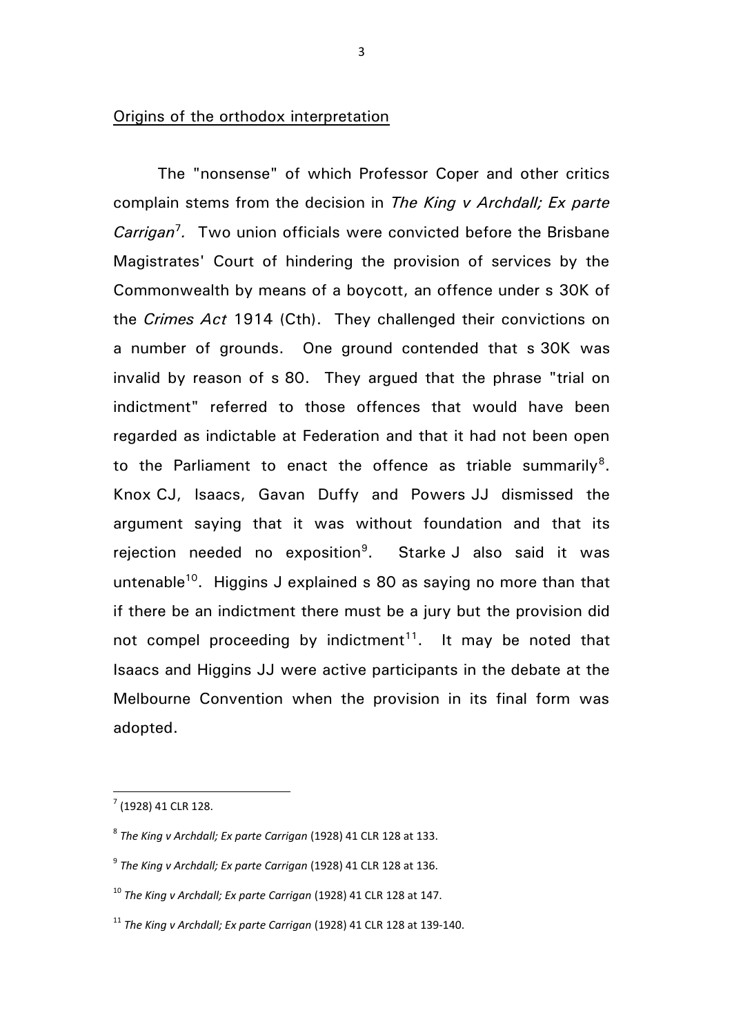Origins of the orthodox interpretation

The "nonsense" of which Professor Coper and other critics complain stems from the decision in *The King v Archdall; Ex parte Carrigan*[7]. Two union officials were convicted before the Brisbane Magistrates' Court of hindering the provision of services by the Commonwealth by means of a boycott, an offence under s 30K of the *Crimes Act* 1914 (Cth). They challenged their convictions on a number of grounds. One ground contended that s 30K was invalid by reason of s 80. They argued that the phrase "trial on indictment" referred to those offences that would have been regarded as indictable at Federation and that it had not been open to the Parliament to enact the offence as triable summarily[8]. Knox CJ, Isaacs, Gavan Duffy and Powers JJ dismissed the argument saying that it was without foundation and that its rejection needed no exposition[9]. Starke J also said it was untenable[10]. Higgins J explained s 80 as saying no more than that if there be an indictment there must be a jury but the provision did not compel proceeding by indictment[11]. It may be noted that Isaacs and Higgins JJ were active participants in the debate at the Melbourne Convention when the provision in its final form was adopted.

---

[7] (1928) 41 CLR 128.

[8] *The King v Archdall; Ex parte Carrigan* (1928) 41 CLR 128 at 133.

[9] *The King v Archdall; Ex parte Carrigan* (1928) 41 CLR 128 at 136.

[10] *The King v Archdall; Ex parte Carrigan* (1928) 41 CLR 128 at 147.

[11] *The King v Archdall; Ex parte Carrigan* (1928) 41 CLR 128 at 139-140.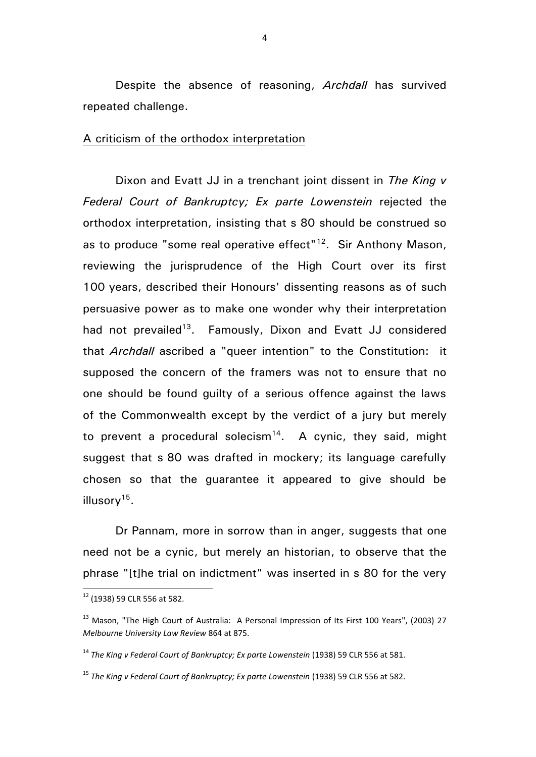Despite the absence of reasoning, *Archdall* has survived repeated challenge.

## A criticism of the orthodox interpretation

Dixon and Evatt JJ in a trenchant joint dissent in *The King v Federal Court of Bankruptcy; Ex parte Lowenstein* rejected the orthodox interpretation, insisting that s 80 should be construed so as to produce "some real operative effect"[12]. Sir Anthony Mason, reviewing the jurisprudence of the High Court over its first 100 years, described their Honours' dissenting reasons as of such persuasive power as to make one wonder why their interpretation had not prevailed[13]. Famously, Dixon and Evatt JJ considered that *Archdall* ascribed a "queer intention" to the Constitution: it supposed the concern of the framers was not to ensure that no one should be found guilty of a serious offence against the laws of the Commonwealth except by the verdict of a jury but merely to prevent a procedural solecism[14]. A cynic, they said, might suggest that s 80 was drafted in mockery; its language carefully chosen so that the guarantee it appeared to give should be illusory[15].

Dr Pannam, more in sorrow than in anger, suggests that one need not be a cynic, but merely an historian, to observe that the phrase "[t]he trial on indictment" was inserted in s 80 for the very

---

[12] (1938) 59 CLR 556 at 582.

[13] Mason, "The High Court of Australia: A Personal Impression of Its First 100 Years", (2003) 27 *Melbourne University Law Review* 864 at 875.

[14] *The King v Federal Court of Bankruptcy; Ex parte Lowenstein* (1938) 59 CLR 556 at 581.

[15] *The King v Federal Court of Bankruptcy; Ex parte Lowenstein* (1938) 59 CLR 556 at 582.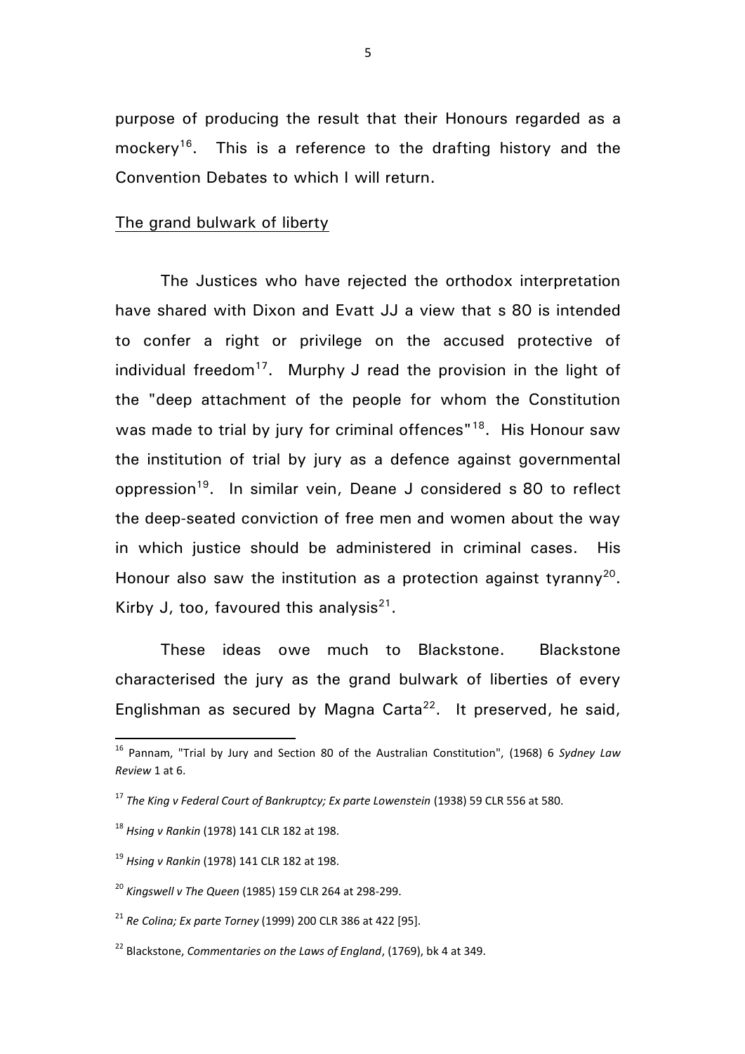purpose of producing the result that their Honours regarded as a mockery[16]. This is a reference to the drafting history and the Convention Debates to which I will return.

## The grand bulwark of liberty

The Justices who have rejected the orthodox interpretation have shared with Dixon and Evatt JJ a view that s 80 is intended to confer a right or privilege on the accused protective of individual freedom[17]. Murphy J read the provision in the light of the "deep attachment of the people for whom the Constitution was made to trial by jury for criminal offences"[18]. His Honour saw the institution of trial by jury as a defence against governmental oppression[19]. In similar vein, Deane J considered s 80 to reflect the deep-seated conviction of free men and women about the way in which justice should be administered in criminal cases. His Honour also saw the institution as a protection against tyranny[20]. Kirby J, too, favoured this analysis[21].

These ideas owe much to Blackstone. Blackstone characterised the jury as the grand bulwark of liberties of every Englishman as secured by Magna Carta[22]. It preserved, he said,

---

[16] Pannam, "Trial by Jury and Section 80 of the Australian Constitution", (1968) 6 *Sydney Law Review* 1 at 6.

[17] *The King v Federal Court of Bankruptcy; Ex parte Lowenstein* (1938) 59 CLR 556 at 580.

[18] *Hsing v Rankin* (1978) 141 CLR 182 at 198.

[19] *Hsing v Rankin* (1978) 141 CLR 182 at 198.

[20] *Kingswell v The Queen* (1985) 159 CLR 264 at 298-299.

[21] *Re Colina; Ex parte Torney* (1999) 200 CLR 386 at 422 [95].

[22] Blackstone, *Commentaries on the Laws of England*, (1769), bk 4 at 349.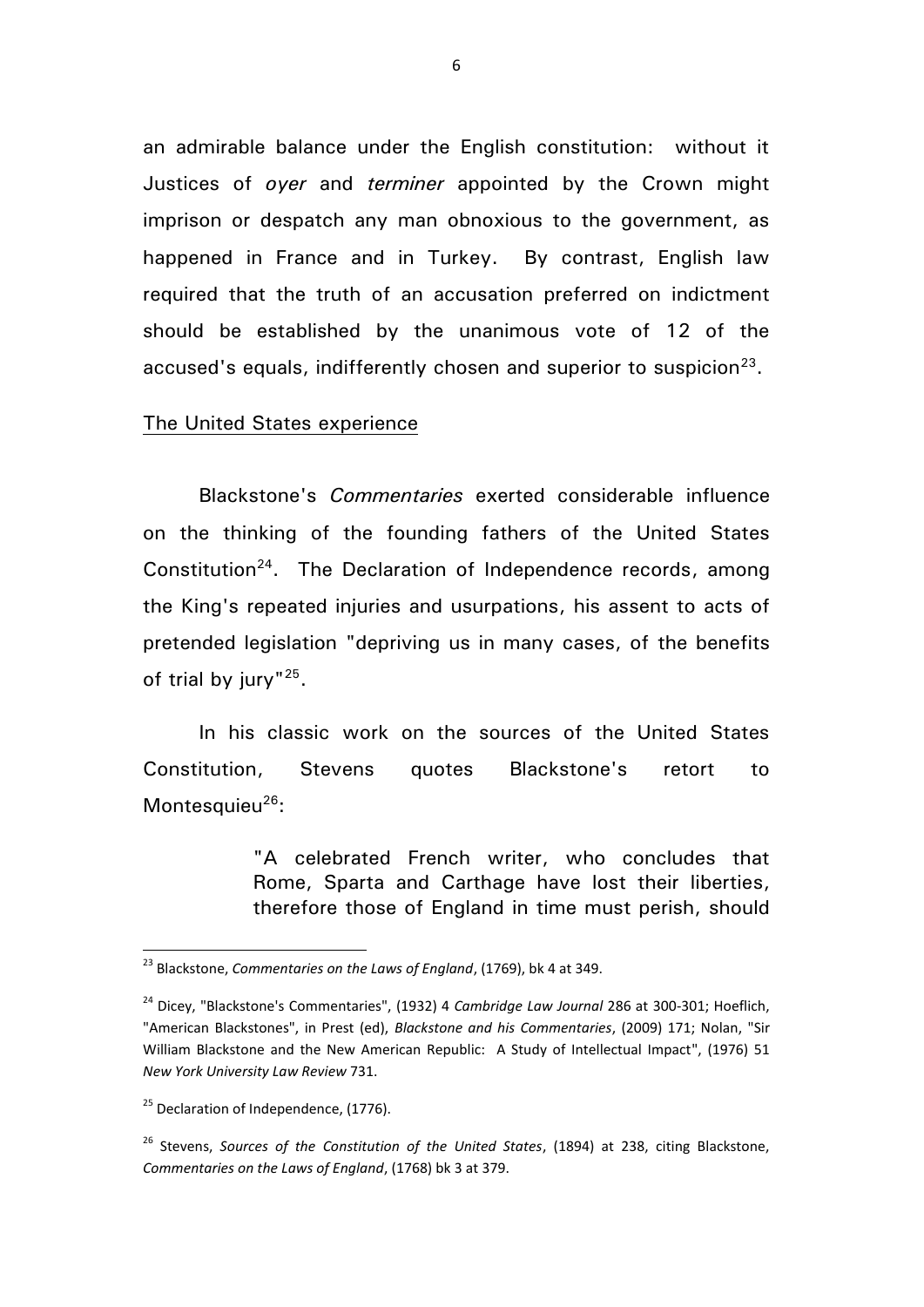an admirable balance under the English constitution: without it Justices of *oyer* and *terminer* appointed by the Crown might imprison or despatch any man obnoxious to the government, as happened in France and in Turkey. By contrast, English law required that the truth of an accusation preferred on indictment should be established by the unanimous vote of 12 of the accused's equals, indifferently chosen and superior to suspicion[23].

## The United States experience

Blackstone's *Commentaries* exerted considerable influence on the thinking of the founding fathers of the United States Constitution[24]. The Declaration of Independence records, among the King's repeated injuries and usurpations, his assent to acts of pretended legislation "depriving us in many cases, of the benefits of trial by jury"[25].

In his classic work on the sources of the United States Constitution, Stevens quotes Blackstone's retort to Montesquieu[26]:

> "A celebrated French writer, who concludes that Rome, Sparta and Carthage have lost their liberties, therefore those of England in time must perish, should

---

[23] Blackstone, *Commentaries on the Laws of England*, (1769), bk 4 at 349.

[24] Dicey, "Blackstone's Commentaries", (1932) 4 *Cambridge Law Journal* 286 at 300-301; Hoeflich, "American Blackstones", in Prest (ed), *Blackstone and his Commentaries*, (2009) 171; Nolan, "Sir William Blackstone and the New American Republic: A Study of Intellectual Impact", (1976) 51 *New York University Law Review* 731.

[25] Declaration of Independence, (1776).

[26] Stevens, *Sources of the Constitution of the United States*, (1894) at 238, citing Blackstone, *Commentaries on the Laws of England*, (1768) bk 3 at 379.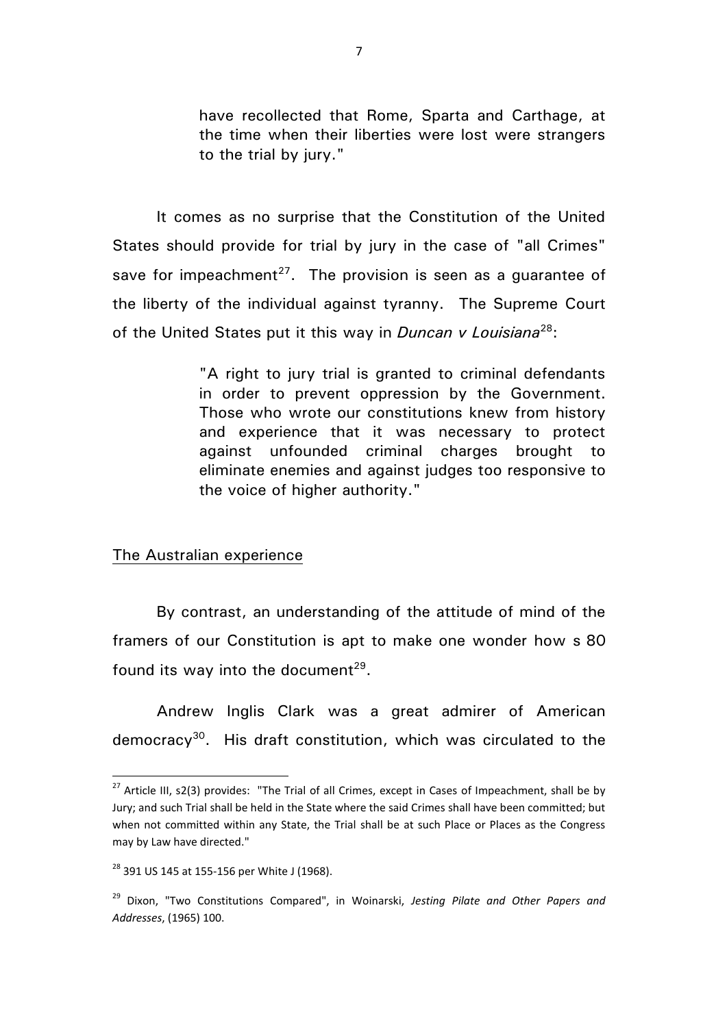> have recollected that Rome, Sparta and Carthage, at the time when their liberties were lost were strangers to the trial by jury."

It comes as no surprise that the Constitution of the United States should provide for trial by jury in the case of "all Crimes" save for impeachment[27]. The provision is seen as a guarantee of the liberty of the individual against tyranny. The Supreme Court of the United States put it this way in *Duncan v Louisiana*[28]:

> "A right to jury trial is granted to criminal defendants in order to prevent oppression by the Government. Those who wrote our constitutions knew from history and experience that it was necessary to protect against unfounded criminal charges brought to eliminate enemies and against judges too responsive to the voice of higher authority."

## The Australian experience

By contrast, an understanding of the attitude of mind of the framers of our Constitution is apt to make one wonder how s 80 found its way into the document[29].

Andrew Inglis Clark was a great admirer of American democracy[30]. His draft constitution, which was circulated to the

---

[27] Article III, s2(3) provides: "The Trial of all Crimes, except in Cases of Impeachment, shall be by Jury; and such Trial shall be held in the State where the said Crimes shall have been committed; but when not committed within any State, the Trial shall be at such Place or Places as the Congress may by Law have directed."

[28] 391 US 145 at 155-156 per White J (1968).

[29] Dixon, "Two Constitutions Compared", in Woinarski, *Jesting Pilate and Other Papers and Addresses*, (1965) 100.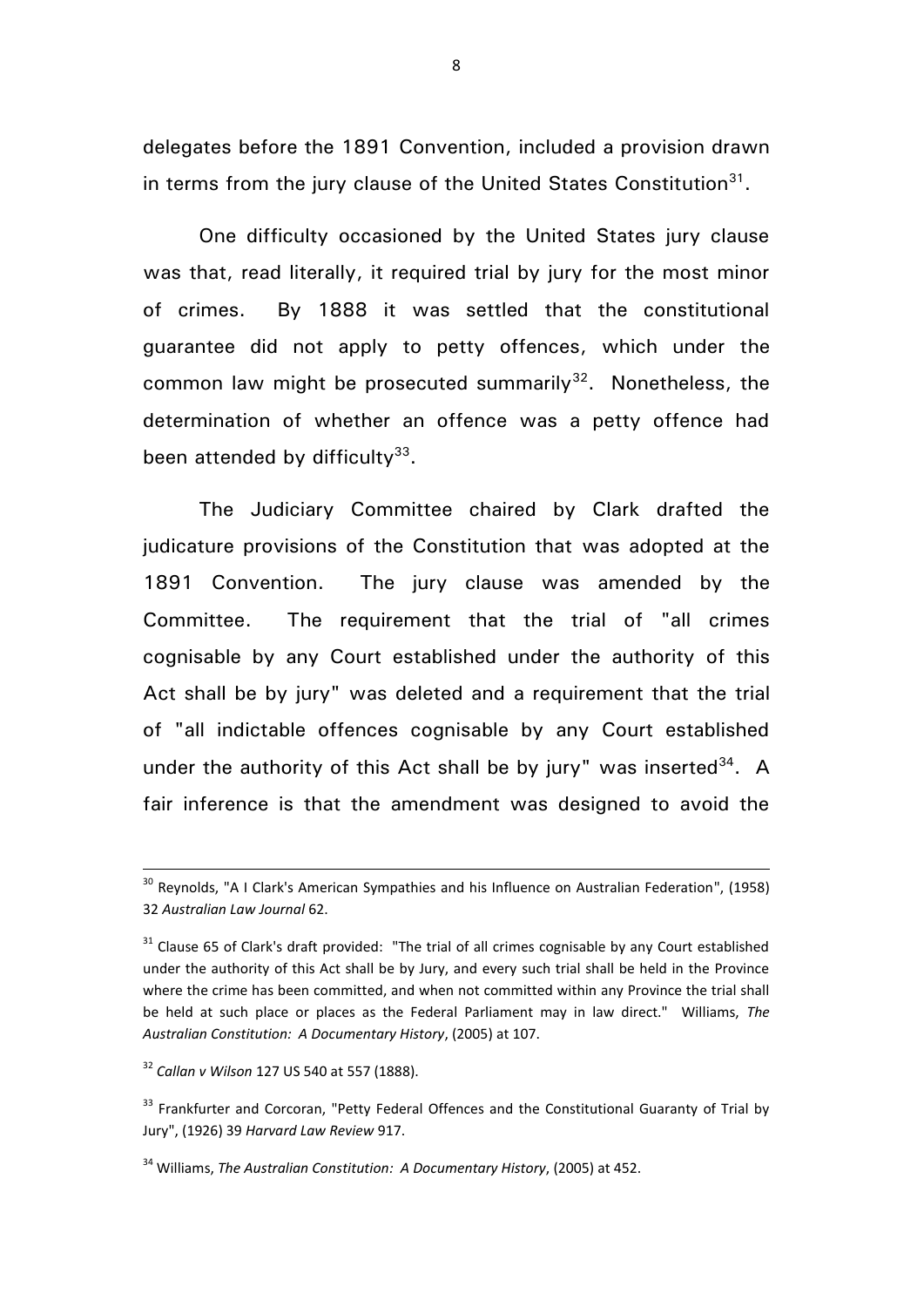delegates before the 1891 Convention, included a provision drawn in terms from the jury clause of the United States Constitution[31].

One difficulty occasioned by the United States jury clause was that, read literally, it required trial by jury for the most minor of crimes. By 1888 it was settled that the constitutional guarantee did not apply to petty offences, which under the common law might be prosecuted summarily[32]. Nonetheless, the determination of whether an offence was a petty offence had been attended by difficulty[33].

The Judiciary Committee chaired by Clark drafted the judicature provisions of the Constitution that was adopted at the 1891 Convention. The jury clause was amended by the Committee. The requirement that the trial of "all crimes cognisable by any Court established under the authority of this Act shall be by jury" was deleted and a requirement that the trial of "all indictable offences cognisable by any Court established under the authority of this Act shall be by jury" was inserted[34]. A fair inference is that the amendment was designed to avoid the

---

[30] Reynolds, "A I Clark's American Sympathies and his Influence on Australian Federation", (1958) 32 *Australian Law Journal* 62.

[31] Clause 65 of Clark's draft provided: "The trial of all crimes cognisable by any Court established under the authority of this Act shall be by Jury, and every such trial shall be held in the Province where the crime has been committed, and when not committed within any Province the trial shall be held at such place or places as the Federal Parliament may in law direct." Williams, *The Australian Constitution: A Documentary History*, (2005) at 107.

[32] *Callan v Wilson* 127 US 540 at 557 (1888).

[33] Frankfurter and Corcoran, "Petty Federal Offences and the Constitutional Guaranty of Trial by Jury", (1926) 39 *Harvard Law Review* 917.

[34] Williams, *The Australian Constitution: A Documentary History*, (2005) at 452.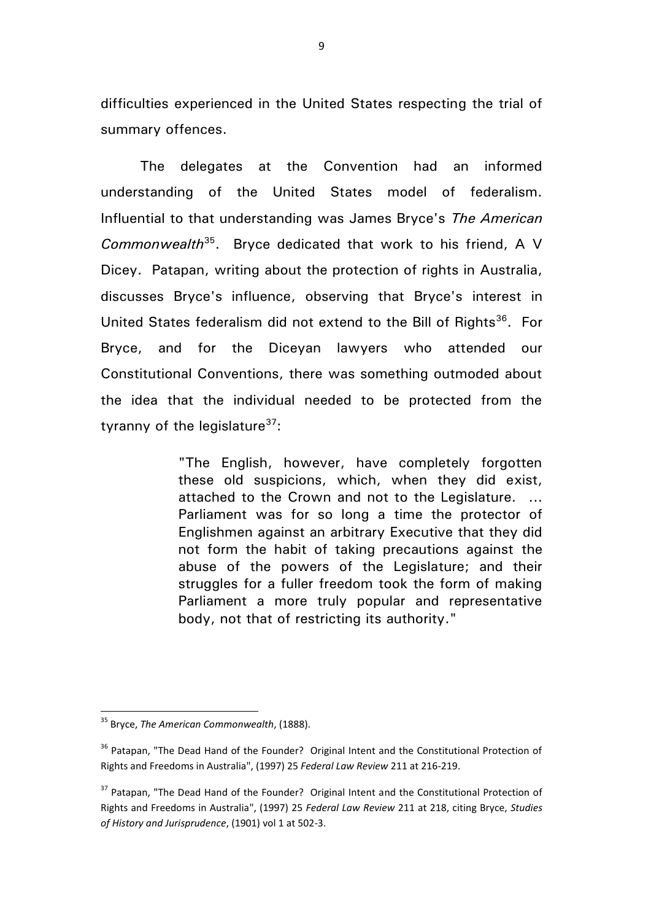difficulties experienced in the United States respecting the trial of summary offences.

The delegates at the Convention had an informed understanding of the United States model of federalism. Influential to that understanding was James Bryce's *The American Commonwealth*[35]. Bryce dedicated that work to his friend, A V Dicey. Patapan, writing about the protection of rights in Australia, discusses Bryce's influence, observing that Bryce's interest in United States federalism did not extend to the Bill of Rights[36]. For Bryce, and for the Diceyan lawyers who attended our Constitutional Conventions, there was something outmoded about the idea that the individual needed to be protected from the tyranny of the legislature[37]:

> "The English, however, have completely forgotten these old suspicions, which, when they did exist, attached to the Crown and not to the Legislature. ... Parliament was for so long a time the protector of Englishmen against an arbitrary Executive that they did not form the habit of taking precautions against the abuse of the powers of the Legislature; and their struggles for a fuller freedom took the form of making Parliament a more truly popular and representative body, not that of restricting its authority."

---

[35] Bryce, *The American Commonwealth*, (1888).

[36] Patapan, "The Dead Hand of the Founder? Original Intent and the Constitutional Protection of Rights and Freedoms in Australia", (1997) 25 *Federal Law Review* 211 at 216-219.

[37] Patapan, "The Dead Hand of the Founder? Original Intent and the Constitutional Protection of Rights and Freedoms in Australia", (1997) 25 *Federal Law Review* 211 at 218, citing Bryce, *Studies of History and Jurisprudence*, (1901) vol 1 at 502-3.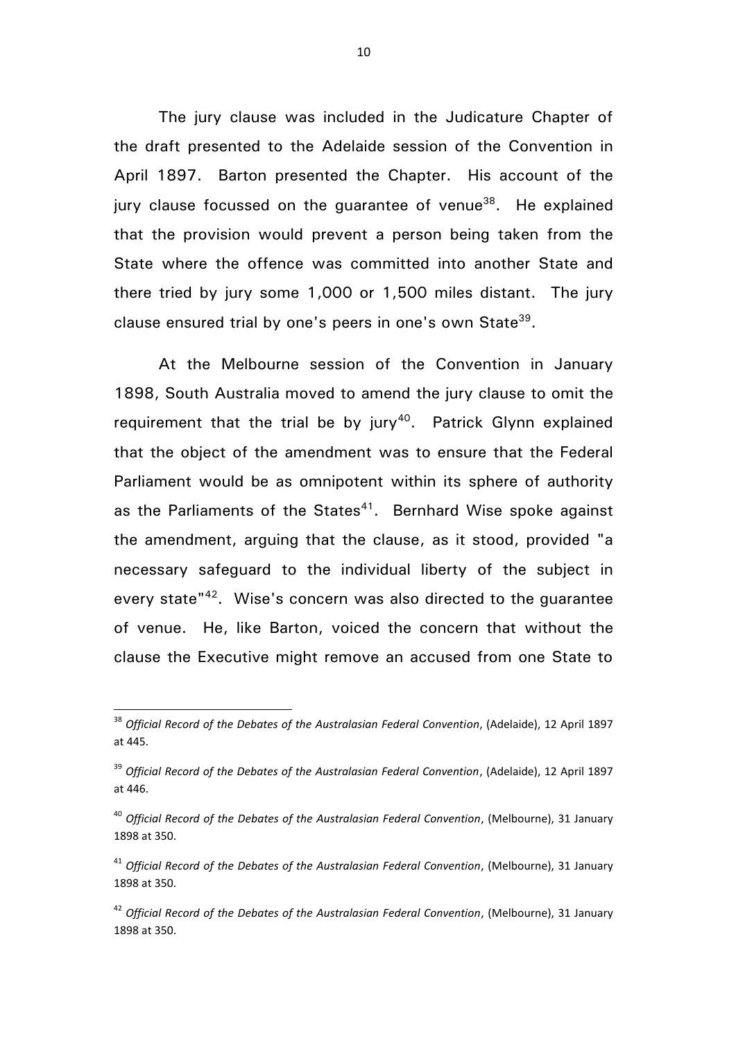The jury clause was included in the Judicature Chapter of the draft presented to the Adelaide session of the Convention in April 1897. Barton presented the Chapter. His account of the jury clause focussed on the guarantee of venue[38]. He explained that the provision would prevent a person being taken from the State where the offence was committed into another State and there tried by jury some 1,000 or 1,500 miles distant. The jury clause ensured trial by one's peers in one's own State[39].

At the Melbourne session of the Convention in January 1898, South Australia moved to amend the jury clause to omit the requirement that the trial be by jury[40]. Patrick Glynn explained that the object of the amendment was to ensure that the Federal Parliament would be as omnipotent within its sphere of authority as the Parliaments of the States[41]. Bernhard Wise spoke against the amendment, arguing that the clause, as it stood, provided "a necessary safeguard to the individual liberty of the subject in every state"[42]. Wise's concern was also directed to the guarantee of venue. He, like Barton, voiced the concern that without the clause the Executive might remove an accused from one State to

---

[38] *Official Record of the Debates of the Australasian Federal Convention*, (Adelaide), 12 April 1897 at 445.

[39] *Official Record of the Debates of the Australasian Federal Convention*, (Adelaide), 12 April 1897 at 446.

[40] *Official Record of the Debates of the Australasian Federal Convention*, (Melbourne), 31 January 1898 at 350.

[41] *Official Record of the Debates of the Australasian Federal Convention*, (Melbourne), 31 January 1898 at 350.

[42] *Official Record of the Debates of the Australasian Federal Convention*, (Melbourne), 31 January 1898 at 350.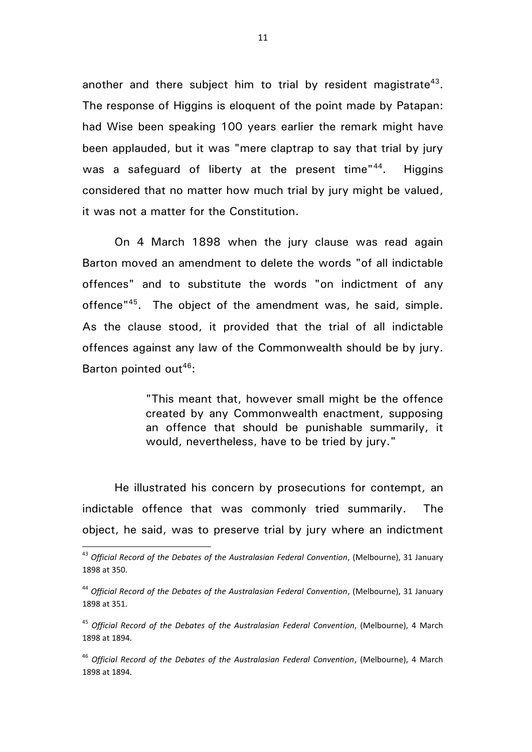another and there subject him to trial by resident magistrate[43]. The response of Higgins is eloquent of the point made by Patapan: had Wise been speaking 100 years earlier the remark might have been applauded, but it was "mere claptrap to say that trial by jury was a safeguard of liberty at the present time"[44]. Higgins considered that no matter how much trial by jury might be valued, it was not a matter for the Constitution.

On 4 March 1898 when the jury clause was read again Barton moved an amendment to delete the words "of all indictable offences" and to substitute the words "on indictment of any offence"[45]. The object of the amendment was, he said, simple. As the clause stood, it provided that the trial of all indictable offences against any law of the Commonwealth should be by jury. Barton pointed out[46]:

> "This meant that, however small might be the offence created by any Commonwealth enactment, supposing an offence that should be punishable summarily, it would, nevertheless, have to be tried by jury."

He illustrated his concern by prosecutions for contempt, an indictable offence that was commonly tried summarily. The object, he said, was to preserve trial by jury where an indictment

---

[43] *Official Record of the Debates of the Australasian Federal Convention*, (Melbourne), 31 January 1898 at 350.

[44] *Official Record of the Debates of the Australasian Federal Convention*, (Melbourne), 31 January 1898 at 351.

[45] *Official Record of the Debates of the Australasian Federal Convention*, (Melbourne), 4 March 1898 at 1894.

[46] *Official Record of the Debates of the Australasian Federal Convention*, (Melbourne), 4 March 1898 at 1894.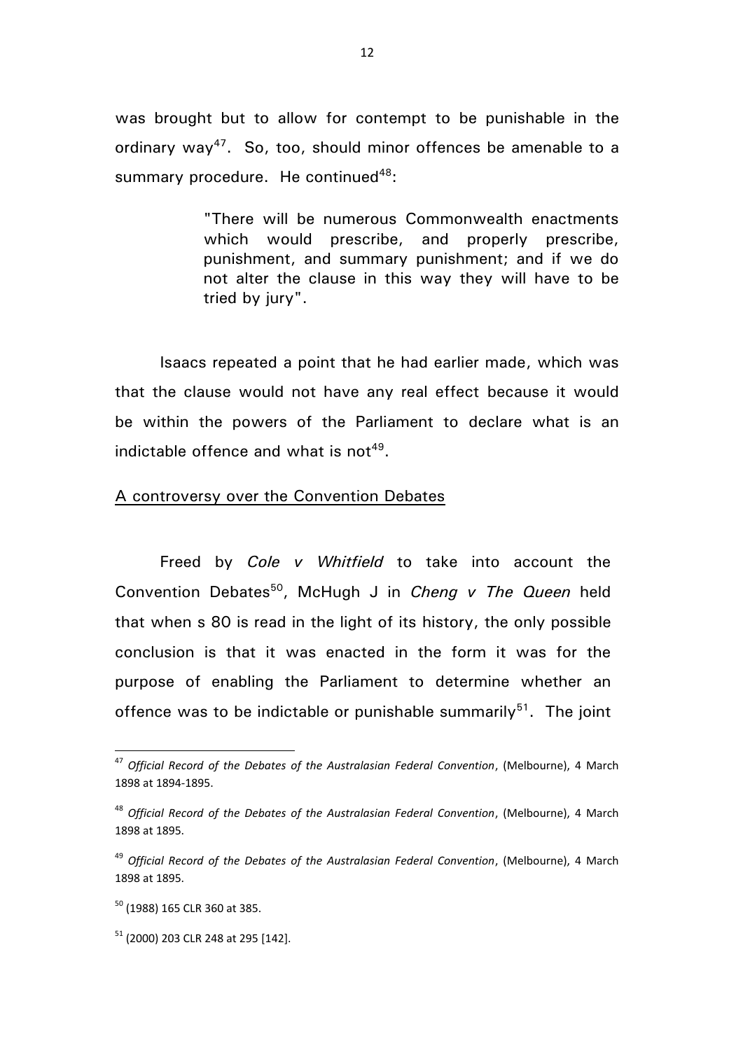was brought but to allow for contempt to be punishable in the ordinary way[47]. So, too, should minor offences be amenable to a summary procedure. He continued[48]:

> "There will be numerous Commonwealth enactments which would prescribe, and properly prescribe, punishment, and summary punishment; and if we do not alter the clause in this way they will have to be tried by jury".

Isaacs repeated a point that he had earlier made, which was that the clause would not have any real effect because it would be within the powers of the Parliament to declare what is an indictable offence and what is not[49].

<u>A controversy over the Convention Debates</u>

Freed by *Cole v Whitfield* to take into account the Convention Debates[50], McHugh J in *Cheng v The Queen* held that when s 80 is read in the light of its history, the only possible conclusion is that it was enacted in the form it was for the purpose of enabling the Parliament to determine whether an offence was to be indictable or punishable summarily[51]. The joint

---

[47] *Official Record of the Debates of the Australasian Federal Convention*, (Melbourne), 4 March 1898 at 1894-1895.

[48] *Official Record of the Debates of the Australasian Federal Convention*, (Melbourne), 4 March 1898 at 1895.

[49] *Official Record of the Debates of the Australasian Federal Convention*, (Melbourne), 4 March 1898 at 1895.

[50] (1988) 165 CLR 360 at 385.

[51] (2000) 203 CLR 248 at 295 [142].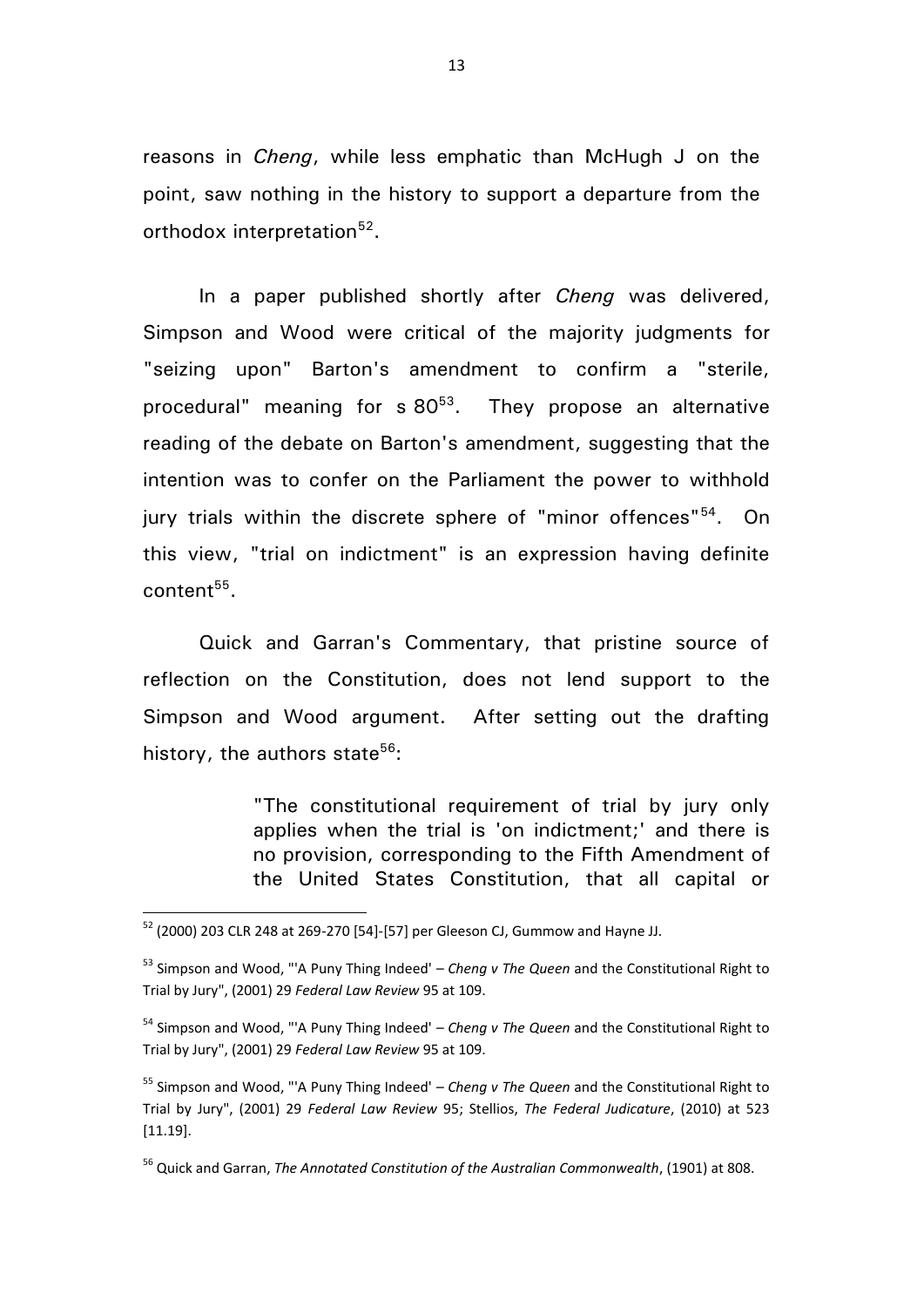reasons in *Cheng*, while less emphatic than McHugh J on the point, saw nothing in the history to support a departure from the orthodox interpretation[52].

In a paper published shortly after *Cheng* was delivered, Simpson and Wood were critical of the majority judgments for "seizing upon" Barton's amendment to confirm a "sterile, procedural" meaning for s 80[53]. They propose an alternative reading of the debate on Barton's amendment, suggesting that the intention was to confer on the Parliament the power to withhold jury trials within the discrete sphere of "minor offences"[54]. On this view, "trial on indictment" is an expression having definite content[55].

Quick and Garran's Commentary, that pristine source of reflection on the Constitution, does not lend support to the Simpson and Wood argument. After setting out the drafting history, the authors state[56]:

> "The constitutional requirement of trial by jury only applies when the trial is 'on indictment;' and there is no provision, corresponding to the Fifth Amendment of the United States Constitution, that all capital or

---

[52] (2000) 203 CLR 248 at 269-270 [54]-[57] per Gleeson CJ, Gummow and Hayne JJ.

[53] Simpson and Wood, "'A Puny Thing Indeed' – *Cheng v The Queen* and the Constitutional Right to Trial by Jury", (2001) 29 *Federal Law Review* 95 at 109.

[54] Simpson and Wood, "'A Puny Thing Indeed' – *Cheng v The Queen* and the Constitutional Right to Trial by Jury", (2001) 29 *Federal Law Review* 95 at 109.

[55] Simpson and Wood, "'A Puny Thing Indeed' – *Cheng v The Queen* and the Constitutional Right to Trial by Jury", (2001) 29 *Federal Law Review* 95; Stellios, *The Federal Judicature*, (2010) at 523 [11.19].

[56] Quick and Garran, *The Annotated Constitution of the Australian Commonwealth*, (1901) at 808.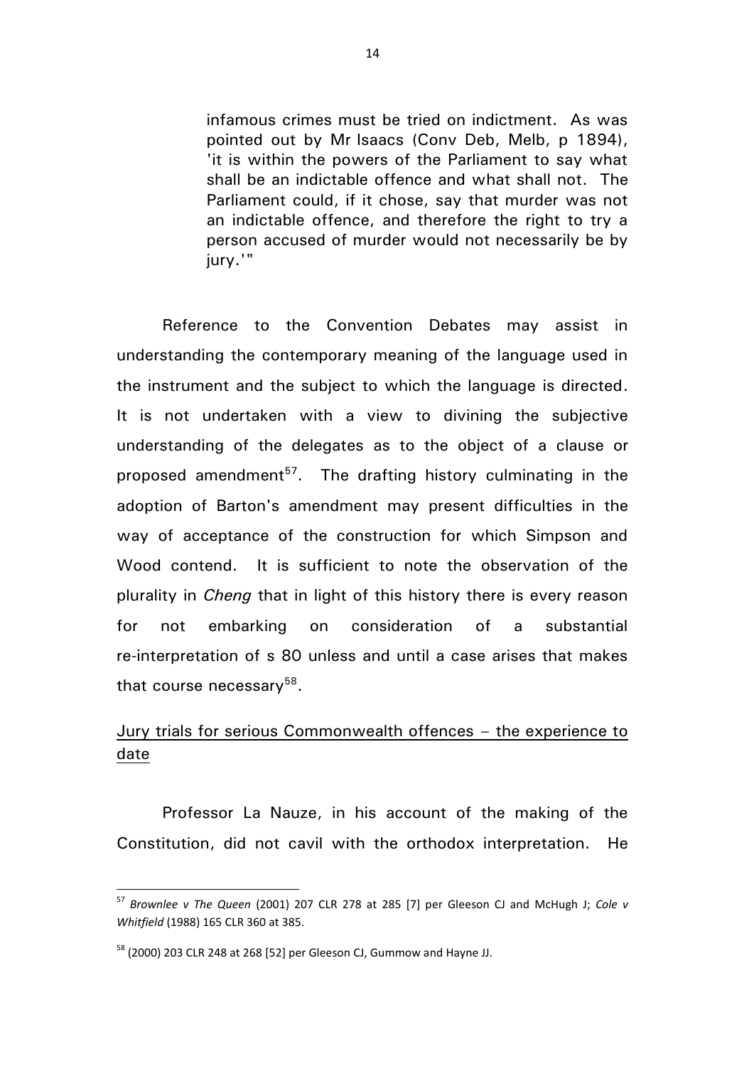> infamous crimes must be tried on indictment. As was pointed out by Mr Isaacs (Conv Deb, Melb, p 1894), 'it is within the powers of the Parliament to say what shall be an indictable offence and what shall not. The Parliament could, if it chose, say that murder was not an indictable offence, and therefore the right to try a person accused of murder would not necessarily be by jury.'"

Reference to the Convention Debates may assist in understanding the contemporary meaning of the language used in the instrument and the subject to which the language is directed. It is not undertaken with a view to divining the subjective understanding of the delegates as to the object of a clause or proposed amendment[57]. The drafting history culminating in the adoption of Barton's amendment may present difficulties in the way of acceptance of the construction for which Simpson and Wood contend. It is sufficient to note the observation of the plurality in *Cheng* that in light of this history there is every reason for not embarking on consideration of a substantial re-interpretation of s 80 unless and until a case arises that makes that course necessary[58].

## Jury trials for serious Commonwealth offences – the experience to date

Professor La Nauze, in his account of the making of the Constitution, did not cavil with the orthodox interpretation. He

---

[57] *Brownlee v The Queen* (2001) 207 CLR 278 at 285 [7] per Gleeson CJ and McHugh J; *Cole v Whitfield* (1988) 165 CLR 360 at 385.

[58] (2000) 203 CLR 248 at 268 [52] per Gleeson CJ, Gummow and Hayne JJ.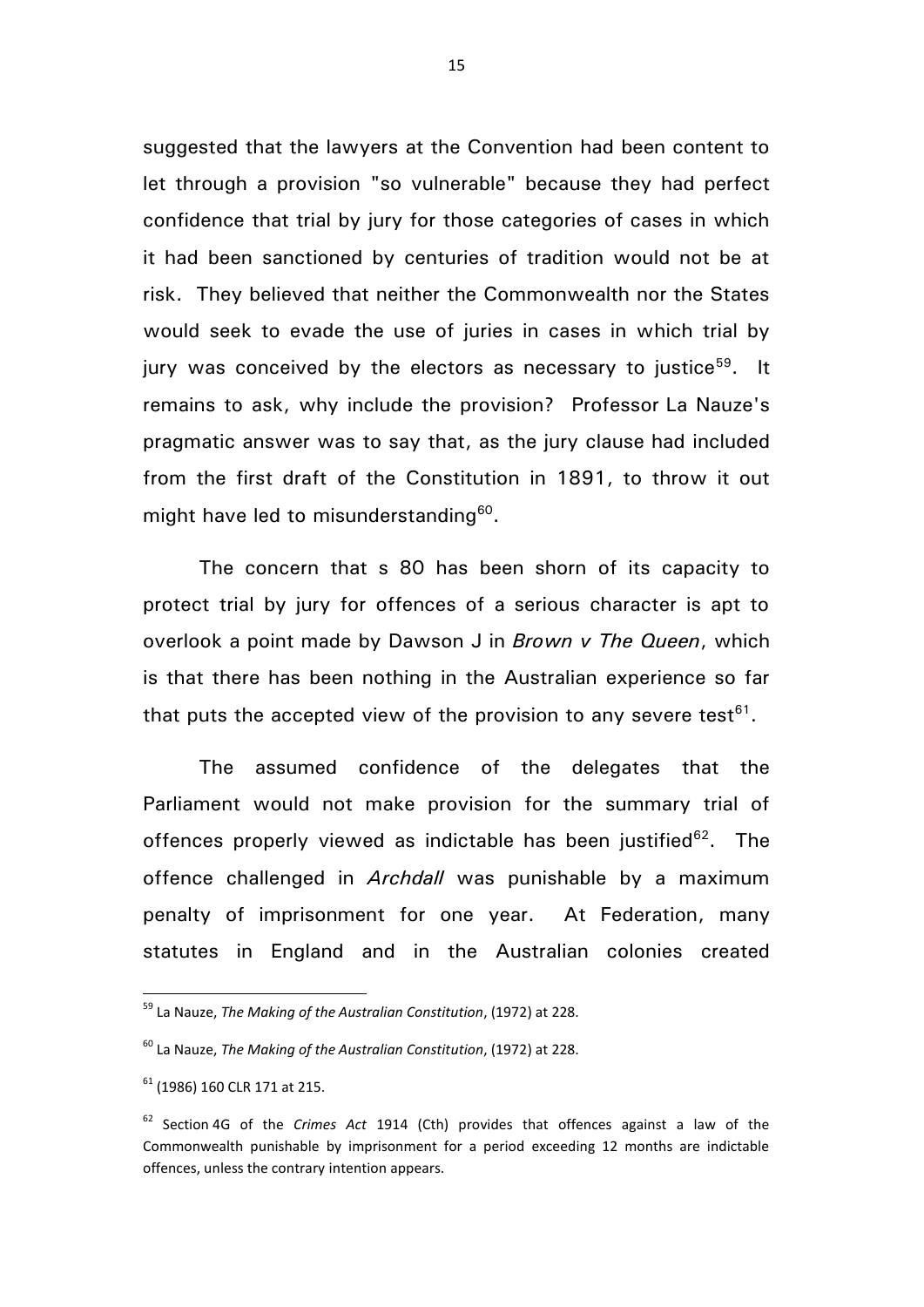suggested that the lawyers at the Convention had been content to let through a provision "so vulnerable" because they had perfect confidence that trial by jury for those categories of cases in which it had been sanctioned by centuries of tradition would not be at risk. They believed that neither the Commonwealth nor the States would seek to evade the use of juries in cases in which trial by jury was conceived by the electors as necessary to justice[59]. It remains to ask, why include the provision? Professor La Nauze's pragmatic answer was to say that, as the jury clause had included from the first draft of the Constitution in 1891, to throw it out might have led to misunderstanding[60].

The concern that s 80 has been shorn of its capacity to protect trial by jury for offences of a serious character is apt to overlook a point made by Dawson J in *Brown v The Queen*, which is that there has been nothing in the Australian experience so far that puts the accepted view of the provision to any severe test[61].

The assumed confidence of the delegates that the Parliament would not make provision for the summary trial of offences properly viewed as indictable has been justified[62]. The offence challenged in *Archdall* was punishable by a maximum penalty of imprisonment for one year. At Federation, many statutes in England and in the Australian colonies created

---

[59] La Nauze, *The Making of the Australian Constitution*, (1972) at 228.

[60] La Nauze, *The Making of the Australian Constitution*, (1972) at 228.

[61] (1986) 160 CLR 171 at 215.

[62] Section 4G of the *Crimes Act* 1914 (Cth) provides that offences against a law of the Commonwealth punishable by imprisonment for a period exceeding 12 months are indictable offences, unless the contrary intention appears.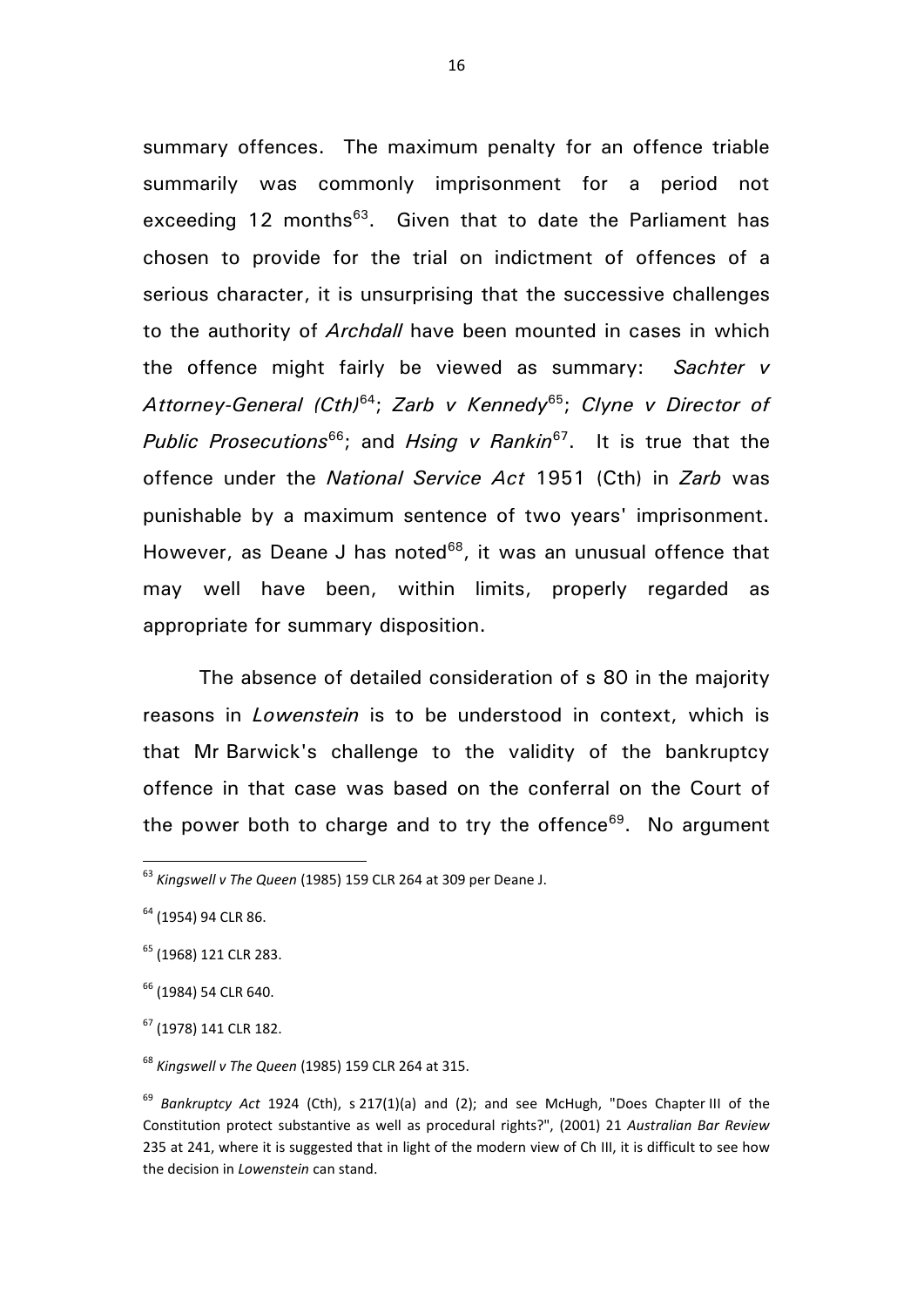summary offences. The maximum penalty for an offence triable summarily was commonly imprisonment for a period not exceeding 12 months[63]. Given that to date the Parliament has chosen to provide for the trial on indictment of offences of a serious character, it is unsurprising that the successive challenges to the authority of *Archdall* have been mounted in cases in which the offence might fairly be viewed as summary: *Sachter v Attorney-General (Cth)*[64]; *Zarb v Kennedy*[65]; *Clyne v Director of Public Prosecutions*[66]; and *Hsing v Rankin*[67]. It is true that the offence under the *National Service Act* 1951 (Cth) in *Zarb* was punishable by a maximum sentence of two years' imprisonment. However, as Deane J has noted[68], it was an unusual offence that may well have been, within limits, properly regarded as appropriate for summary disposition.

The absence of detailed consideration of s 80 in the majority reasons in *Lowenstein* is to be understood in context, which is that Mr Barwick's challenge to the validity of the bankruptcy offence in that case was based on the conferral on the Court of the power both to charge and to try the offence[69]. No argument

---

[63] *Kingswell v The Queen* (1985) 159 CLR 264 at 309 per Deane J.

[64] (1954) 94 CLR 86.

[65] (1968) 121 CLR 283.

[66] (1984) 54 CLR 640.

[67] (1978) 141 CLR 182.

[68] *Kingswell v The Queen* (1985) 159 CLR 264 at 315.

[69] *Bankruptcy Act* 1924 (Cth), s 217(1)(a) and (2); and see McHugh, "Does Chapter III of the Constitution protect substantive as well as procedural rights?", (2001) 21 *Australian Bar Review* 235 at 241, where it is suggested that in light of the modern view of Ch III, it is difficult to see how the decision in *Lowenstein* can stand.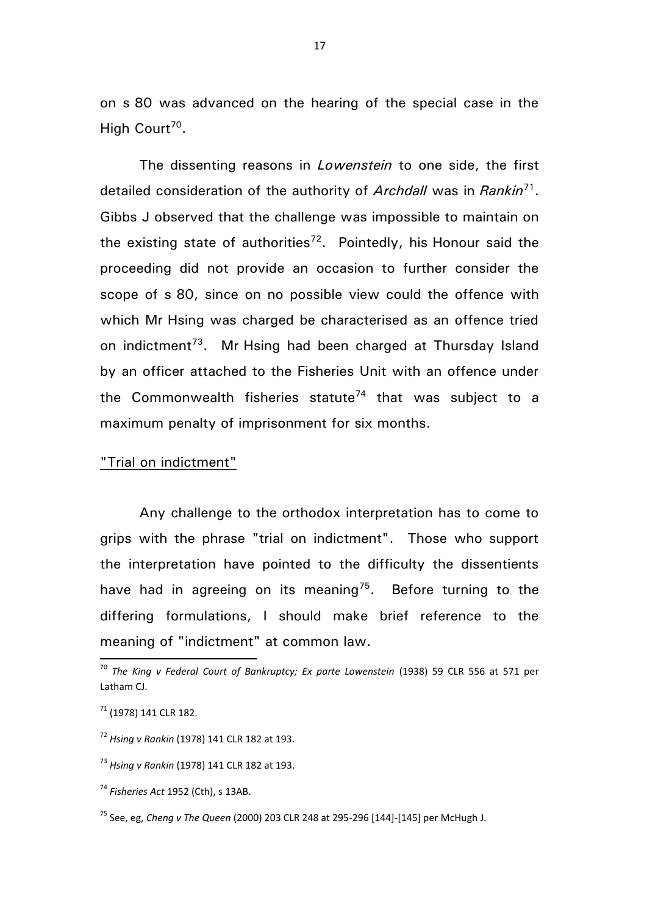on s 80 was advanced on the hearing of the special case in the High Court[70].

The dissenting reasons in *Lowenstein* to one side, the first detailed consideration of the authority of *Archdall* was in *Rankin*[71]. Gibbs J observed that the challenge was impossible to maintain on the existing state of authorities[72]. Pointedly, his Honour said the proceeding did not provide an occasion to further consider the scope of s 80, since on no possible view could the offence with which Mr Hsing was charged be characterised as an offence tried on indictment[73]. Mr Hsing had been charged at Thursday Island by an officer attached to the Fisheries Unit with an offence under the Commonwealth fisheries statute[74] that was subject to a maximum penalty of imprisonment for six months.

<u>"Trial on indictment"</u>

Any challenge to the orthodox interpretation has to come to grips with the phrase "trial on indictment". Those who support the interpretation have pointed to the difficulty the dissentients have had in agreeing on its meaning[75]. Before turning to the differing formulations, I should make brief reference to the meaning of "indictment" at common law.

---

[70] *The King v Federal Court of Bankruptcy; Ex parte Lowenstein* (1938) 59 CLR 556 at 571 per Latham CJ.

[71] (1978) 141 CLR 182.

[72] *Hsing v Rankin* (1978) 141 CLR 182 at 193.

[73] *Hsing v Rankin* (1978) 141 CLR 182 at 193.

[74] *Fisheries Act* 1952 (Cth), s 13AB.

[75] See, eg, *Cheng v The Queen* (2000) 203 CLR 248 at 295-296 [144]-[145] per McHugh J.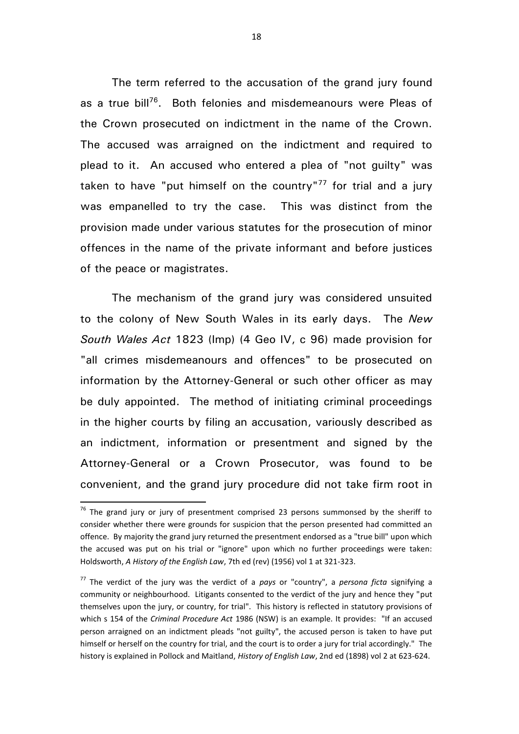The term referred to the accusation of the grand jury found as a true bill[76]. Both felonies and misdemeanours were Pleas of the Crown prosecuted on indictment in the name of the Crown. The accused was arraigned on the indictment and required to plead to it. An accused who entered a plea of "not guilty" was taken to have "put himself on the country"[77] for trial and a jury was empanelled to try the case. This was distinct from the provision made under various statutes for the prosecution of minor offences in the name of the private informant and before justices of the peace or magistrates.

The mechanism of the grand jury was considered unsuited to the colony of New South Wales in its early days. The *New South Wales Act* 1823 (Imp) (4 Geo IV, c 96) made provision for "all crimes misdemeanours and offences" to be prosecuted on information by the Attorney-General or such other officer as may be duly appointed. The method of initiating criminal proceedings in the higher courts by filing an accusation, variously described as an indictment, information or presentment and signed by the Attorney-General or a Crown Prosecutor, was found to be convenient, and the grand jury procedure did not take firm root in

---

[76] The grand jury or jury of presentment comprised 23 persons summonsed by the sheriff to consider whether there were grounds for suspicion that the person presented had committed an offence. By majority the grand jury returned the presentment endorsed as a "true bill" upon which the accused was put on his trial or "ignore" upon which no further proceedings were taken: Holdsworth, *A History of the English Law*, 7th ed (rev) (1956) vol 1 at 321-323.

[77] The verdict of the jury was the verdict of a *pays* or "country", a *persona ficta* signifying a community or neighbourhood. Litigants consented to the verdict of the jury and hence they "put themselves upon the jury, or country, for trial". This history is reflected in statutory provisions of which s 154 of the *Criminal Procedure Act* 1986 (NSW) is an example. It provides: "If an accused person arraigned on an indictment pleads "not guilty", the accused person is taken to have put himself or herself on the country for trial, and the court is to order a jury for trial accordingly." The history is explained in Pollock and Maitland, *History of English Law*, 2nd ed (1898) vol 2 at 623-624.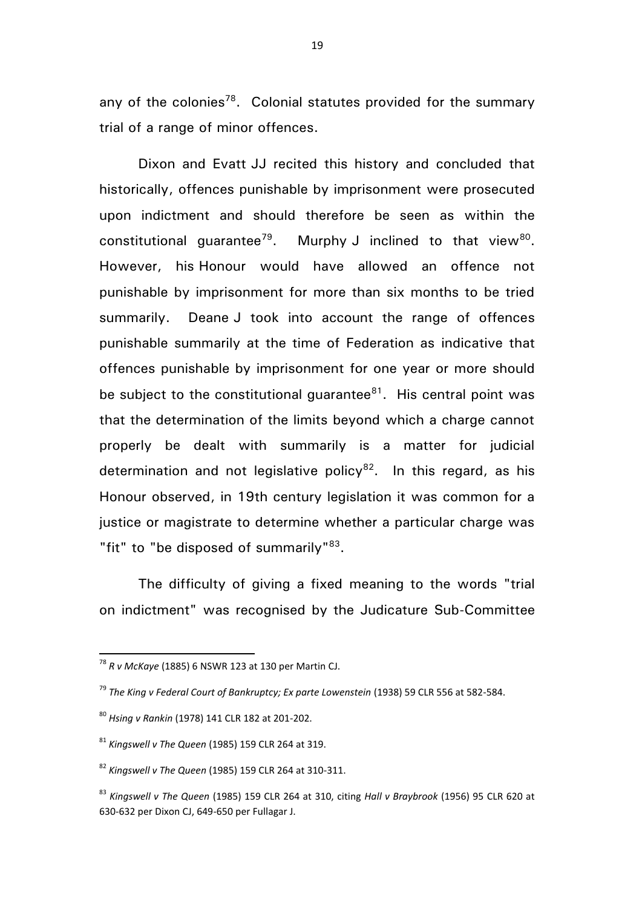any of the colonies[78]. Colonial statutes provided for the summary trial of a range of minor offences.

Dixon and Evatt JJ recited this history and concluded that historically, offences punishable by imprisonment were prosecuted upon indictment and should therefore be seen as within the constitutional guarantee[79]. Murphy J inclined to that view[80]. However, his Honour would have allowed an offence not punishable by imprisonment for more than six months to be tried summarily. Deane J took into account the range of offences punishable summarily at the time of Federation as indicative that offences punishable by imprisonment for one year or more should be subject to the constitutional guarantee[81]. His central point was that the determination of the limits beyond which a charge cannot properly be dealt with summarily is a matter for judicial determination and not legislative policy[82]. In this regard, as his Honour observed, in 19th century legislation it was common for a justice or magistrate to determine whether a particular charge was "fit" to "be disposed of summarily"[83].

The difficulty of giving a fixed meaning to the words "trial on indictment" was recognised by the Judicature Sub-Committee

---

[78] *R v McKaye* (1885) 6 NSWR 123 at 130 per Martin CJ.

[79] *The King v Federal Court of Bankruptcy; Ex parte Lowenstein* (1938) 59 CLR 556 at 582-584.

[80] *Hsing v Rankin* (1978) 141 CLR 182 at 201-202.

[81] *Kingswell v The Queen* (1985) 159 CLR 264 at 319.

[82] *Kingswell v The Queen* (1985) 159 CLR 264 at 310-311.

[83] *Kingswell v The Queen* (1985) 159 CLR 264 at 310, citing *Hall v Braybrook* (1956) 95 CLR 620 at 630-632 per Dixon CJ, 649-650 per Fullagar J.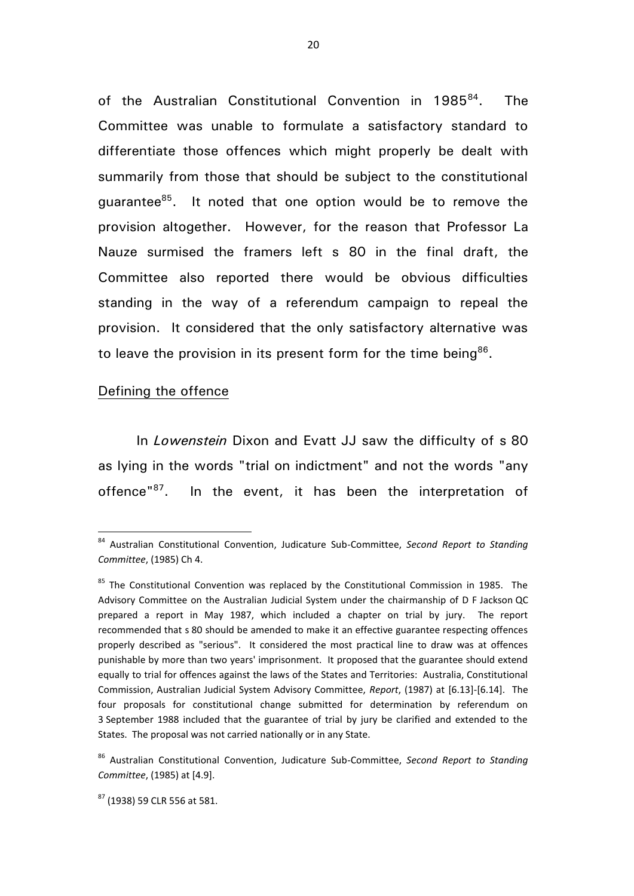of the Australian Constitutional Convention in 1985[84]. The Committee was unable to formulate a satisfactory standard to differentiate those offences which might properly be dealt with summarily from those that should be subject to the constitutional guarantee[85]. It noted that one option would be to remove the provision altogether. However, for the reason that Professor La Nauze surmised the framers left s 80 in the final draft, the Committee also reported there would be obvious difficulties standing in the way of a referendum campaign to repeal the provision. It considered that the only satisfactory alternative was to leave the provision in its present form for the time being[86].

Defining the offence

In *Lowenstein* Dixon and Evatt JJ saw the difficulty of s 80 as lying in the words "trial on indictment" and not the words "any offence"[87]. In the event, it has been the interpretation of

---

[84] Australian Constitutional Convention, Judicature Sub-Committee, *Second Report to Standing Committee*, (1985) Ch 4.

[85] The Constitutional Convention was replaced by the Constitutional Commission in 1985. The Advisory Committee on the Australian Judicial System under the chairmanship of D F Jackson QC prepared a report in May 1987, which included a chapter on trial by jury. The report recommended that s 80 should be amended to make it an effective guarantee respecting offences properly described as "serious". It considered the most practical line to draw was at offences punishable by more than two years' imprisonment. It proposed that the guarantee should extend equally to trial for offences against the laws of the States and Territories: Australia, Constitutional Commission, Australian Judicial System Advisory Committee, *Report*, (1987) at [6.13]-[6.14]. The four proposals for constitutional change submitted for determination by referendum on 3 September 1988 included that the guarantee of trial by jury be clarified and extended to the States. The proposal was not carried nationally or in any State.

[86] Australian Constitutional Convention, Judicature Sub-Committee, *Second Report to Standing Committee*, (1985) at [4.9].

[87] (1938) 59 CLR 556 at 581.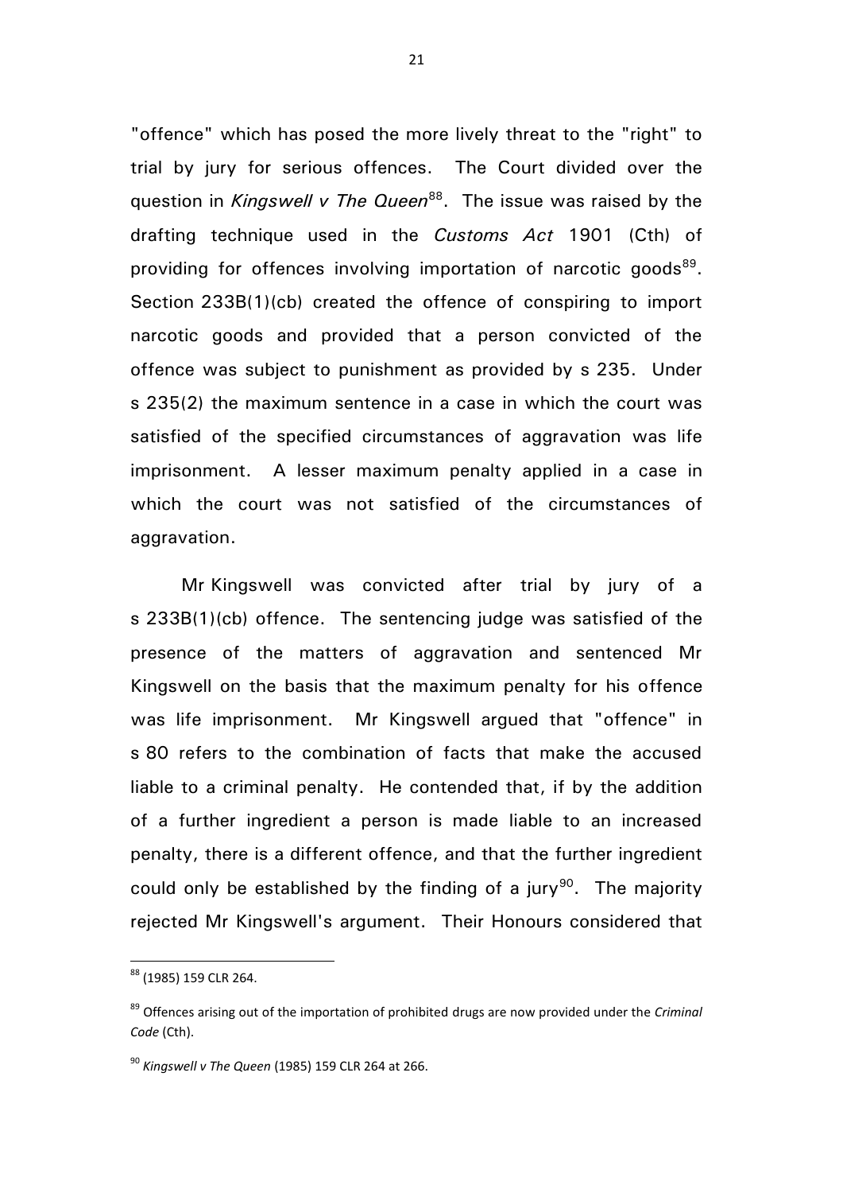"offence" which has posed the more lively threat to the "right" to trial by jury for serious offences. The Court divided over the question in *Kingswell v The Queen*[88]. The issue was raised by the drafting technique used in the *Customs Act* 1901 (Cth) of providing for offences involving importation of narcotic goods[89]. Section 233B(1)(cb) created the offence of conspiring to import narcotic goods and provided that a person convicted of the offence was subject to punishment as provided by s 235. Under s 235(2) the maximum sentence in a case in which the court was satisfied of the specified circumstances of aggravation was life imprisonment. A lesser maximum penalty applied in a case in which the court was not satisfied of the circumstances of aggravation.

Mr Kingswell was convicted after trial by jury of a s 233B(1)(cb) offence. The sentencing judge was satisfied of the presence of the matters of aggravation and sentenced Mr Kingswell on the basis that the maximum penalty for his offence was life imprisonment. Mr Kingswell argued that "offence" in s 80 refers to the combination of facts that make the accused liable to a criminal penalty. He contended that, if by the addition of a further ingredient a person is made liable to an increased penalty, there is a different offence, and that the further ingredient could only be established by the finding of a jury[90]. The majority rejected Mr Kingswell's argument. Their Honours considered that

---

[88] (1985) 159 CLR 264.

[89] Offences arising out of the importation of prohibited drugs are now provided under the *Criminal Code* (Cth).

[90] *Kingswell v The Queen* (1985) 159 CLR 264 at 266.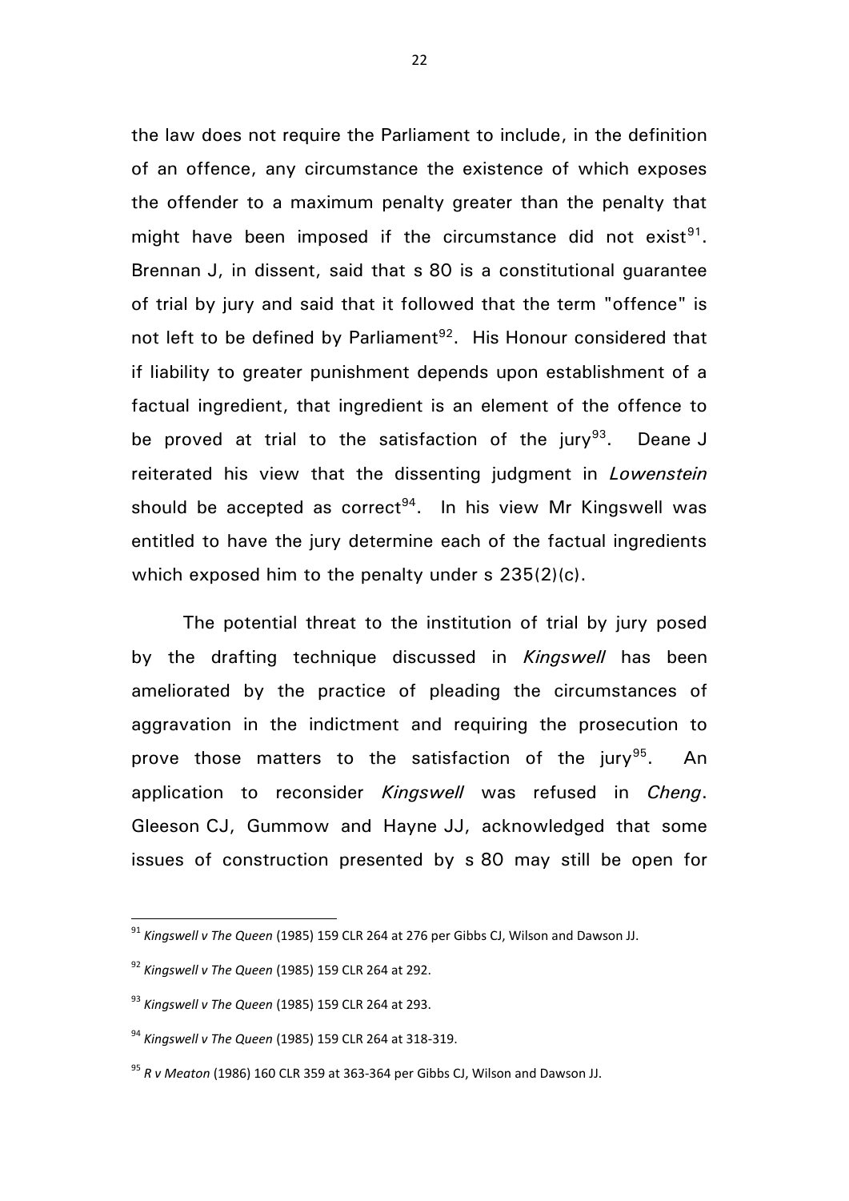the law does not require the Parliament to include, in the definition of an offence, any circumstance the existence of which exposes the offender to a maximum penalty greater than the penalty that might have been imposed if the circumstance did not exist[91]. Brennan J, in dissent, said that s 80 is a constitutional guarantee of trial by jury and said that it followed that the term "offence" is not left to be defined by Parliament[92]. His Honour considered that if liability to greater punishment depends upon establishment of a factual ingredient, that ingredient is an element of the offence to be proved at trial to the satisfaction of the jury[93]. Deane J reiterated his view that the dissenting judgment in *Lowenstein* should be accepted as correct[94]. In his view Mr Kingswell was entitled to have the jury determine each of the factual ingredients which exposed him to the penalty under s 235(2)(c).

The potential threat to the institution of trial by jury posed by the drafting technique discussed in *Kingswell* has been ameliorated by the practice of pleading the circumstances of aggravation in the indictment and requiring the prosecution to prove those matters to the satisfaction of the jury[95]. An application to reconsider *Kingswell* was refused in *Cheng*. Gleeson CJ, Gummow and Hayne JJ, acknowledged that some issues of construction presented by s 80 may still be open for

---

[91] *Kingswell v The Queen* (1985) 159 CLR 264 at 276 per Gibbs CJ, Wilson and Dawson JJ.

[92] *Kingswell v The Queen* (1985) 159 CLR 264 at 292.

[93] *Kingswell v The Queen* (1985) 159 CLR 264 at 293.

[94] *Kingswell v The Queen* (1985) 159 CLR 264 at 318-319.

[95] *R v Meaton* (1986) 160 CLR 359 at 363-364 per Gibbs CJ, Wilson and Dawson JJ.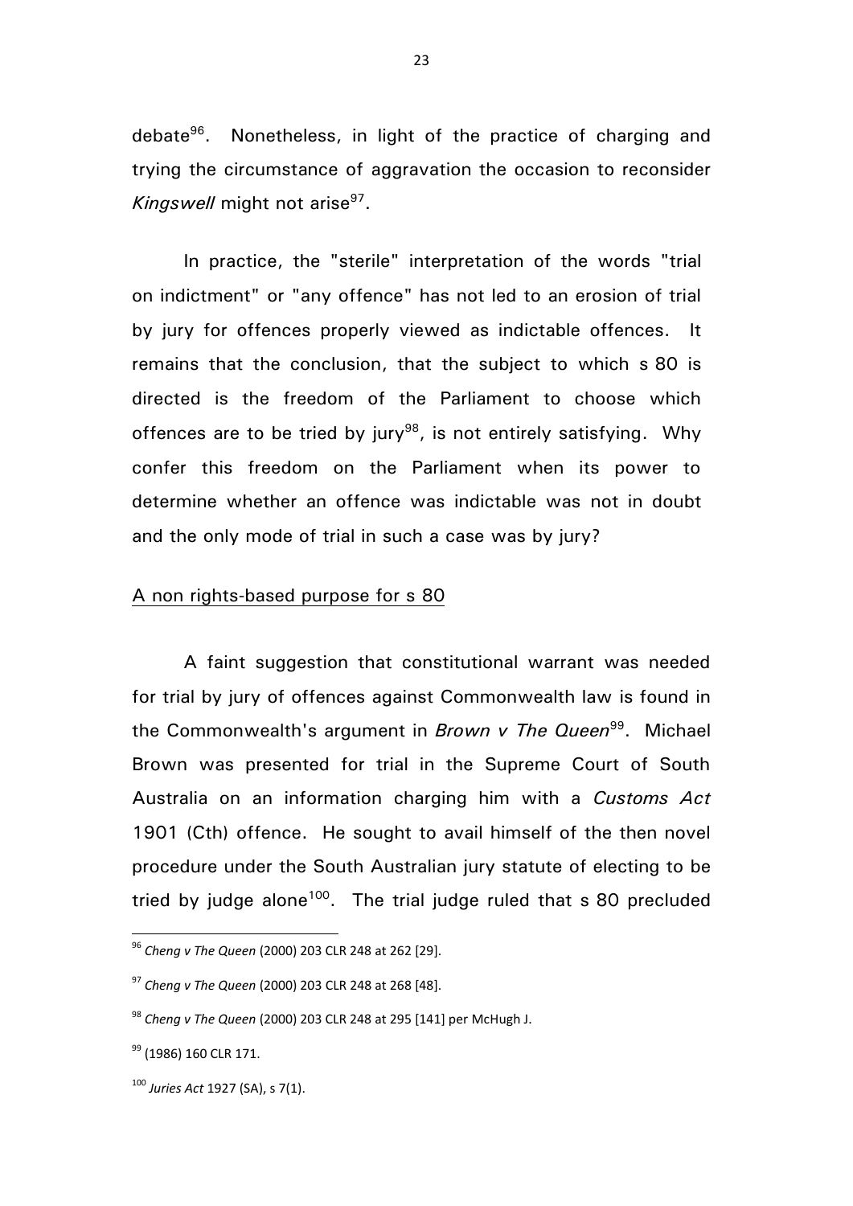debate[96]. Nonetheless, in light of the practice of charging and trying the circumstance of aggravation the occasion to reconsider *Kingswell* might not arise[97].

In practice, the "sterile" interpretation of the words "trial on indictment" or "any offence" has not led to an erosion of trial by jury for offences properly viewed as indictable offences. It remains that the conclusion, that the subject to which s 80 is directed is the freedom of the Parliament to choose which offences are to be tried by jury[98], is not entirely satisfying. Why confer this freedom on the Parliament when its power to determine whether an offence was indictable was not in doubt and the only mode of trial in such a case was by jury?

<u>A non rights-based purpose for s 80</u>

A faint suggestion that constitutional warrant was needed for trial by jury of offences against Commonwealth law is found in the Commonwealth's argument in *Brown v The Queen*[99]. Michael Brown was presented for trial in the Supreme Court of South Australia on an information charging him with a *Customs Act* 1901 (Cth) offence. He sought to avail himself of the then novel procedure under the South Australian jury statute of electing to be tried by judge alone[100]. The trial judge ruled that s 80 precluded

---

[96] *Cheng v The Queen* (2000) 203 CLR 248 at 262 [29].

[97] *Cheng v The Queen* (2000) 203 CLR 248 at 268 [48].

[98] *Cheng v The Queen* (2000) 203 CLR 248 at 295 [141] per McHugh J.

[99] (1986) 160 CLR 171.

[100] *Juries Act* 1927 (SA), s 7(1).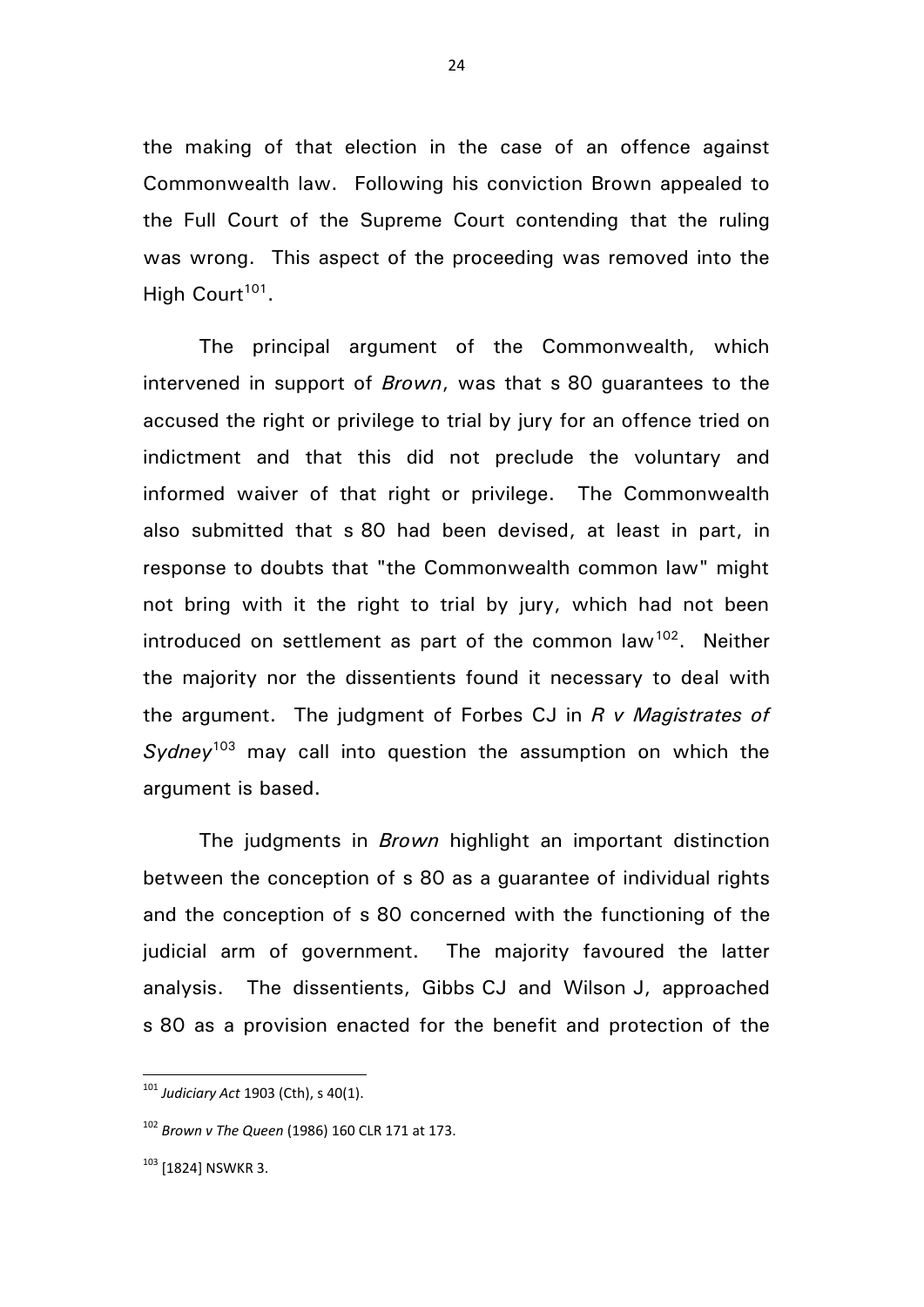the making of that election in the case of an offence against Commonwealth law. Following his conviction Brown appealed to the Full Court of the Supreme Court contending that the ruling was wrong. This aspect of the proceeding was removed into the High Court[101].

The principal argument of the Commonwealth, which intervened in support of *Brown*, was that s 80 guarantees to the accused the right or privilege to trial by jury for an offence tried on indictment and that this did not preclude the voluntary and informed waiver of that right or privilege. The Commonwealth also submitted that s 80 had been devised, at least in part, in response to doubts that "the Commonwealth common law" might not bring with it the right to trial by jury, which had not been introduced on settlement as part of the common law[102]. Neither the majority nor the dissentients found it necessary to deal with the argument. The judgment of Forbes CJ in *R v Magistrates of Sydney*[103] may call into question the assumption on which the argument is based.

The judgments in *Brown* highlight an important distinction between the conception of s 80 as a guarantee of individual rights and the conception of s 80 concerned with the functioning of the judicial arm of government. The majority favoured the latter analysis. The dissentients, Gibbs CJ and Wilson J, approached s 80 as a provision enacted for the benefit and protection of the

---

[101] *Judiciary Act* 1903 (Cth), s 40(1).

[102] *Brown v The Queen* (1986) 160 CLR 171 at 173.

[103] [1824] NSWKR 3.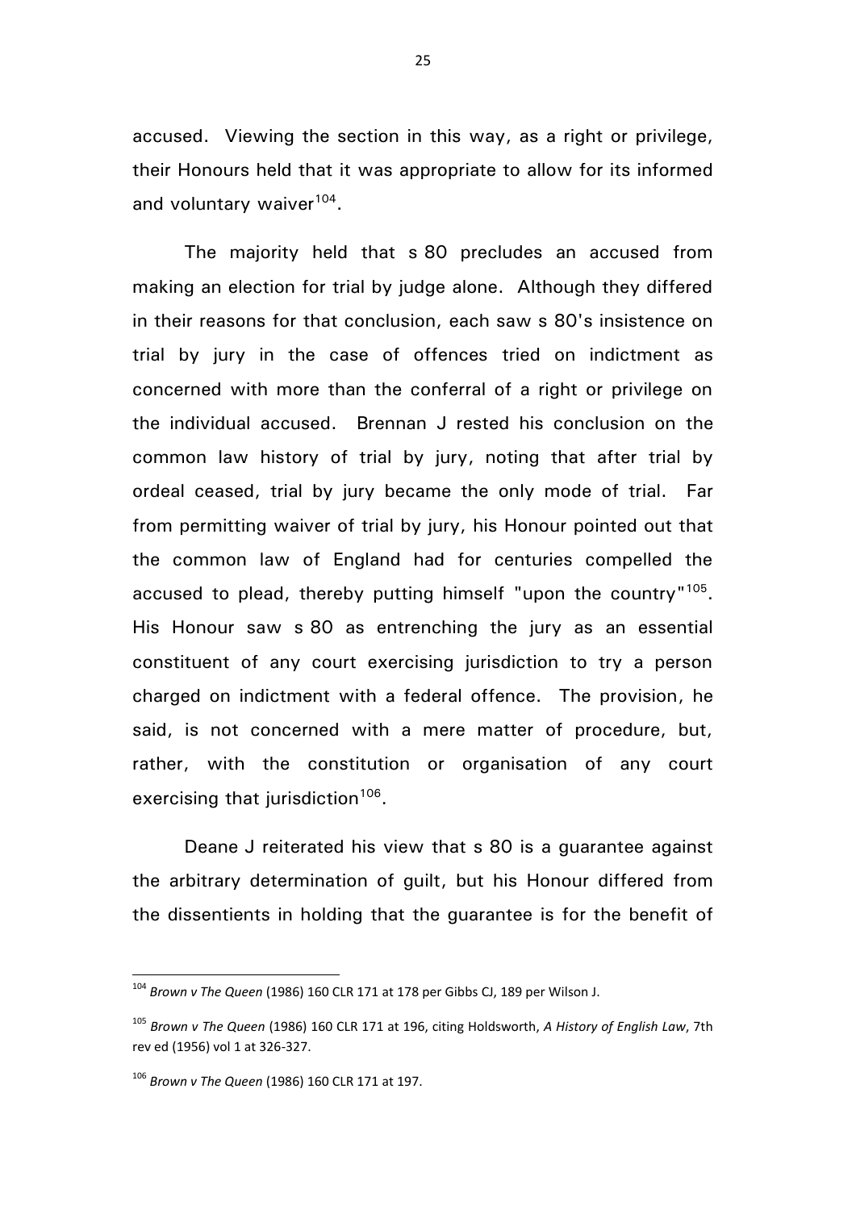accused. Viewing the section in this way, as a right or privilege, their Honours held that it was appropriate to allow for its informed and voluntary waiver[104].

The majority held that s 80 precludes an accused from making an election for trial by judge alone. Although they differed in their reasons for that conclusion, each saw s 80's insistence on trial by jury in the case of offences tried on indictment as concerned with more than the conferral of a right or privilege on the individual accused. Brennan J rested his conclusion on the common law history of trial by jury, noting that after trial by ordeal ceased, trial by jury became the only mode of trial. Far from permitting waiver of trial by jury, his Honour pointed out that the common law of England had for centuries compelled the accused to plead, thereby putting himself "upon the country"[105]. His Honour saw s 80 as entrenching the jury as an essential constituent of any court exercising jurisdiction to try a person charged on indictment with a federal offence. The provision, he said, is not concerned with a mere matter of procedure, but, rather, with the constitution or organisation of any court exercising that jurisdiction[106].

Deane J reiterated his view that s 80 is a guarantee against the arbitrary determination of guilt, but his Honour differed from the dissentients in holding that the guarantee is for the benefit of

---

[104] *Brown v The Queen* (1986) 160 CLR 171 at 178 per Gibbs CJ, 189 per Wilson J.

[105] *Brown v The Queen* (1986) 160 CLR 171 at 196, citing Holdsworth, *A History of English Law*, 7th rev ed (1956) vol 1 at 326-327.

[106] *Brown v The Queen* (1986) 160 CLR 171 at 197.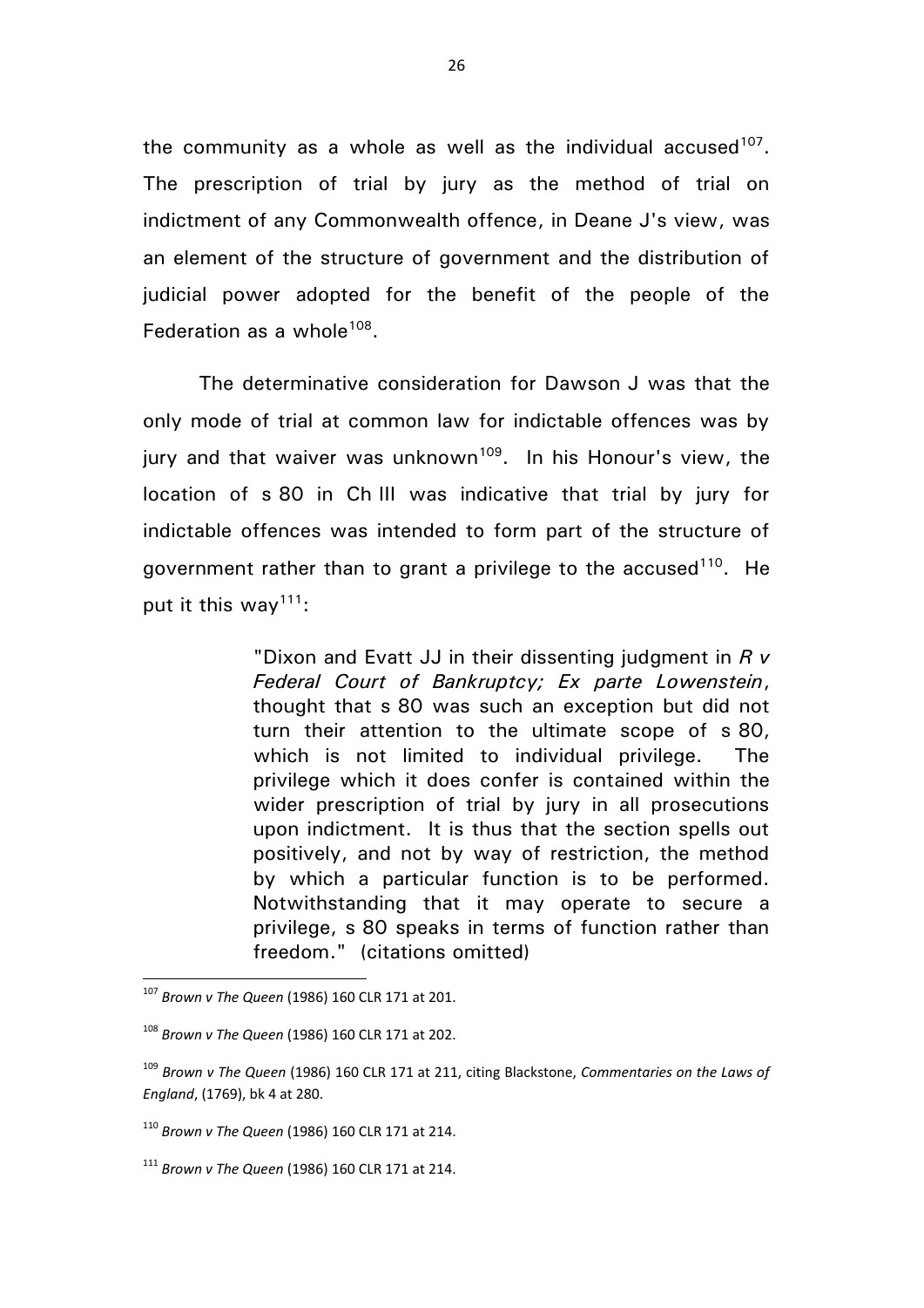the community as a whole as well as the individual accused[107]. The prescription of trial by jury as the method of trial on indictment of any Commonwealth offence, in Deane J's view, was an element of the structure of government and the distribution of judicial power adopted for the benefit of the people of the Federation as a whole[108].

The determinative consideration for Dawson J was that the only mode of trial at common law for indictable offences was by jury and that waiver was unknown[109]. In his Honour's view, the location of s 80 in Ch III was indicative that trial by jury for indictable offences was intended to form part of the structure of government rather than to grant a privilege to the accused[110]. He put it this way[111]:

> "Dixon and Evatt JJ in their dissenting judgment in *R v Federal Court of Bankruptcy; Ex parte Lowenstein*, thought that s 80 was such an exception but did not turn their attention to the ultimate scope of s 80, which is not limited to individual privilege. The privilege which it does confer is contained within the wider prescription of trial by jury in all prosecutions upon indictment. It is thus that the section spells out positively, and not by way of restriction, the method by which a particular function is to be performed. Notwithstanding that it may operate to secure a privilege, s 80 speaks in terms of function rather than freedom." (citations omitted)

---

[107] *Brown v The Queen* (1986) 160 CLR 171 at 201.

[108] *Brown v The Queen* (1986) 160 CLR 171 at 202.

[109] *Brown v The Queen* (1986) 160 CLR 171 at 211, citing Blackstone, *Commentaries on the Laws of England*, (1769), bk 4 at 280.

[110] *Brown v The Queen* (1986) 160 CLR 171 at 214.

[111] *Brown v The Queen* (1986) 160 CLR 171 at 214.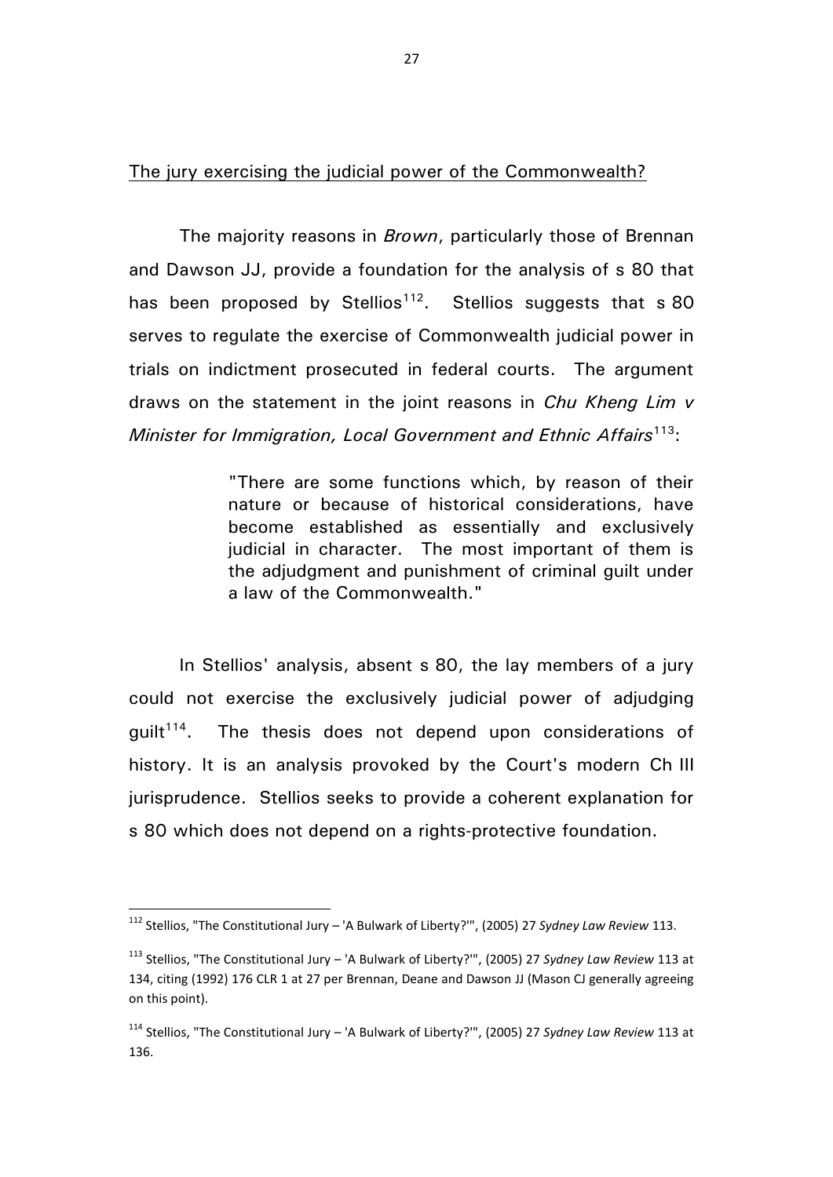The jury exercising the judicial power of the Commonwealth?

The majority reasons in *Brown*, particularly those of Brennan and Dawson JJ, provide a foundation for the analysis of s 80 that has been proposed by Stellios[112]. Stellios suggests that s 80 serves to regulate the exercise of Commonwealth judicial power in trials on indictment prosecuted in federal courts. The argument draws on the statement in the joint reasons in *Chu Kheng Lim v Minister for Immigration, Local Government and Ethnic Affairs*[113]:

> "There are some functions which, by reason of their nature or because of historical considerations, have become established as essentially and exclusively judicial in character. The most important of them is the adjudgment and punishment of criminal guilt under a law of the Commonwealth."

In Stellios' analysis, absent s 80, the lay members of a jury could not exercise the exclusively judicial power of adjudging guilt[114]. The thesis does not depend upon considerations of history. It is an analysis provoked by the Court's modern Ch III jurisprudence. Stellios seeks to provide a coherent explanation for s 80 which does not depend on a rights-protective foundation.

---

[112] Stellios, "The Constitutional Jury – 'A Bulwark of Liberty?'", (2005) 27 *Sydney Law Review* 113.

[113] Stellios, "The Constitutional Jury – 'A Bulwark of Liberty?'", (2005) 27 *Sydney Law Review* 113 at 134, citing (1992) 176 CLR 1 at 27 per Brennan, Deane and Dawson JJ (Mason CJ generally agreeing on this point).

[114] Stellios, "The Constitutional Jury – 'A Bulwark of Liberty?'", (2005) 27 *Sydney Law Review* 113 at 136.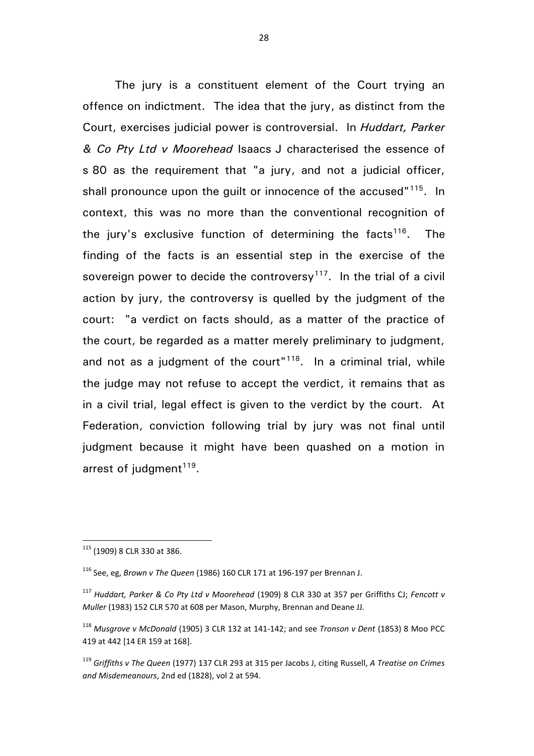The jury is a constituent element of the Court trying an offence on indictment. The idea that the jury, as distinct from the Court, exercises judicial power is controversial. In *Huddart, Parker & Co Pty Ltd v Moorehead* Isaacs J characterised the essence of s 80 as the requirement that "a jury, and not a judicial officer, shall pronounce upon the guilt or innocence of the accused"[115]. In context, this was no more than the conventional recognition of the jury's exclusive function of determining the facts[116]. The finding of the facts is an essential step in the exercise of the sovereign power to decide the controversy[117]. In the trial of a civil action by jury, the controversy is quelled by the judgment of the court: "a verdict on facts should, as a matter of the practice of the court, be regarded as a matter merely preliminary to judgment, and not as a judgment of the court"[118]. In a criminal trial, while the judge may not refuse to accept the verdict, it remains that as in a civil trial, legal effect is given to the verdict by the court. At Federation, conviction following trial by jury was not final until judgment because it might have been quashed on a motion in arrest of judgment[119].

---

[115] (1909) 8 CLR 330 at 386.

[116] See, eg, *Brown v The Queen* (1986) 160 CLR 171 at 196-197 per Brennan J.

[117] *Huddart, Parker & Co Pty Ltd v Moorehead* (1909) 8 CLR 330 at 357 per Griffiths CJ; *Fencott v Muller* (1983) 152 CLR 570 at 608 per Mason, Murphy, Brennan and Deane JJ.

[118] *Musgrove v McDonald* (1905) 3 CLR 132 at 141-142; and see *Tronson v Dent* (1853) 8 Moo PCC 419 at 442 [14 ER 159 at 168].

[119] *Griffiths v The Queen* (1977) 137 CLR 293 at 315 per Jacobs J, citing Russell, *A Treatise on Crimes and Misdemeanours*, 2nd ed (1828), vol 2 at 594.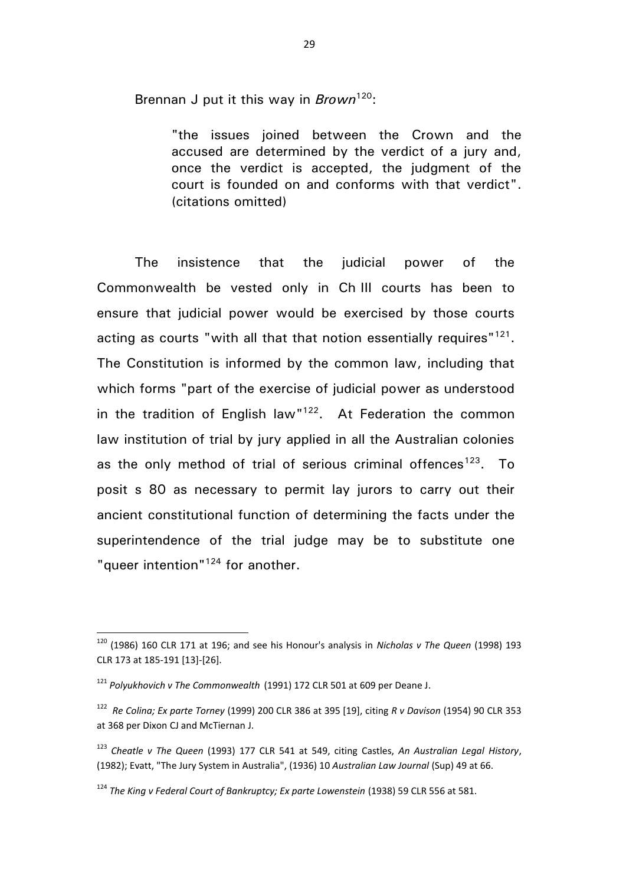Brennan J put it this way in *Brown*[120]:

> "the issues joined between the Crown and the accused are determined by the verdict of a jury and, once the verdict is accepted, the judgment of the court is founded on and conforms with that verdict". (citations omitted)

The insistence that the judicial power of the Commonwealth be vested only in Ch III courts has been to ensure that judicial power would be exercised by those courts acting as courts "with all that that notion essentially requires"[121]. The Constitution is informed by the common law, including that which forms "part of the exercise of judicial power as understood in the tradition of English law"[122]. At Federation the common law institution of trial by jury applied in all the Australian colonies as the only method of trial of serious criminal offences[123]. To posit s 80 as necessary to permit lay jurors to carry out their ancient constitutional function of determining the facts under the superintendence of the trial judge may be to substitute one "queer intention"[124] for another.

---

[120] (1986) 160 CLR 171 at 196; and see his Honour's analysis in *Nicholas v The Queen* (1998) 193 CLR 173 at 185-191 [13]-[26].

[121] *Polyukhovich v The Commonwealth* (1991) 172 CLR 501 at 609 per Deane J.

[122] *Re Colina; Ex parte Torney* (1999) 200 CLR 386 at 395 [19], citing *R v Davison* (1954) 90 CLR 353 at 368 per Dixon CJ and McTiernan J.

[123] *Cheatle v The Queen* (1993) 177 CLR 541 at 549, citing Castles, *An Australian Legal History*, (1982); Evatt, "The Jury System in Australia", (1936) 10 *Australian Law Journal* (Sup) 49 at 66.

[124] *The King v Federal Court of Bankruptcy; Ex parte Lowenstein* (1938) 59 CLR 556 at 581.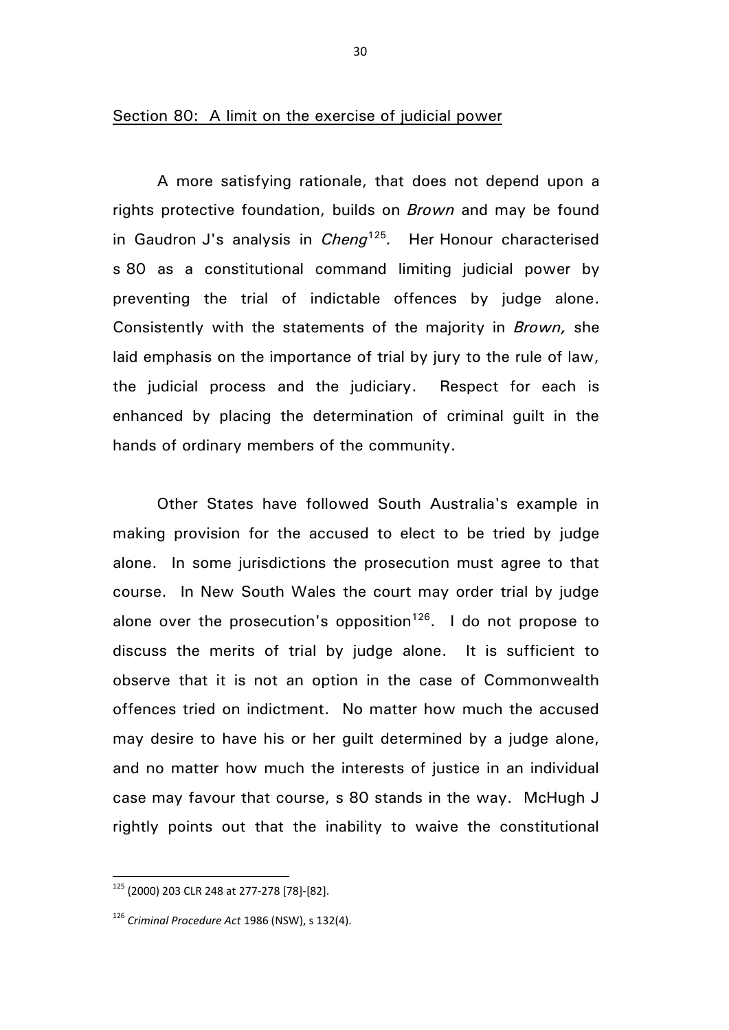Section 80: A limit on the exercise of judicial power

A more satisfying rationale, that does not depend upon a rights protective foundation, builds on *Brown* and may be found in Gaudron J's analysis in *Cheng*[125]*.* Her Honour characterised s 80 as a constitutional command limiting judicial power by preventing the trial of indictable offences by judge alone. Consistently with the statements of the majority in *Brown,* she laid emphasis on the importance of trial by jury to the rule of law, the judicial process and the judiciary. Respect for each is enhanced by placing the determination of criminal guilt in the hands of ordinary members of the community.

Other States have followed South Australia's example in making provision for the accused to elect to be tried by judge alone. In some jurisdictions the prosecution must agree to that course. In New South Wales the court may order trial by judge alone over the prosecution's opposition[126]. I do not propose to discuss the merits of trial by judge alone. It is sufficient to observe that it is not an option in the case of Commonwealth offences tried on indictment. No matter how much the accused may desire to have his or her guilt determined by a judge alone, and no matter how much the interests of justice in an individual case may favour that course, s 80 stands in the way. McHugh J rightly points out that the inability to waive the constitutional

---

[125] (2000) 203 CLR 248 at 277-278 [78]-[82].

[126] *Criminal Procedure Act* 1986 (NSW), s 132(4).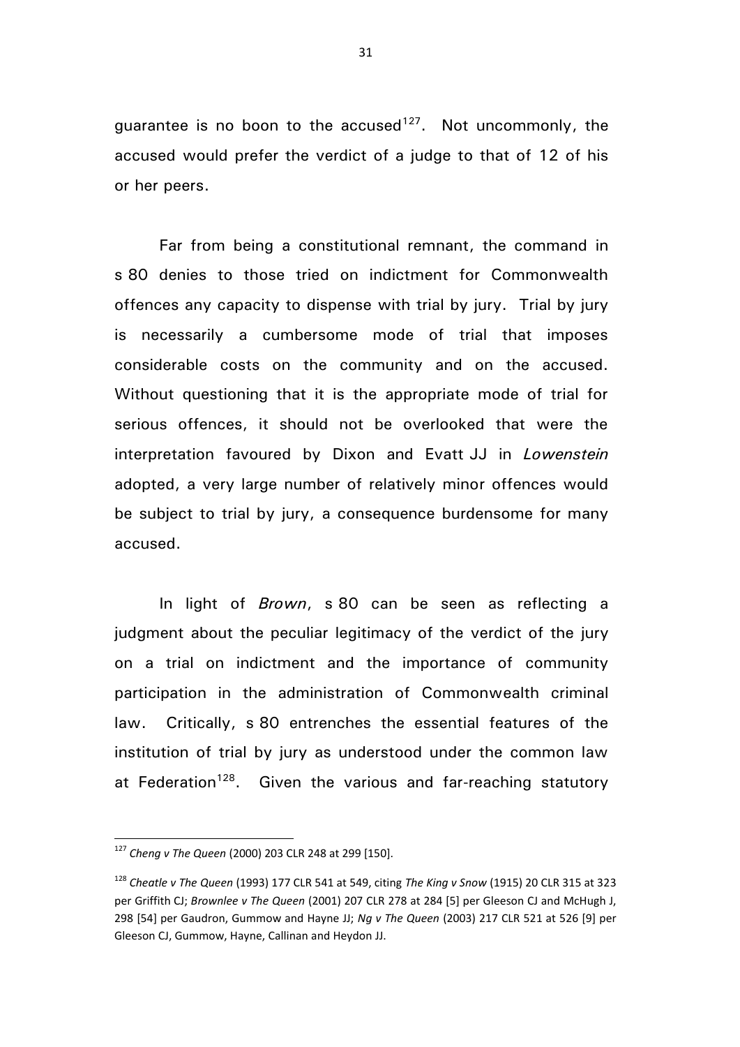guarantee is no boon to the accused[127]. Not uncommonly, the accused would prefer the verdict of a judge to that of 12 of his or her peers.

Far from being a constitutional remnant, the command in s 80 denies to those tried on indictment for Commonwealth offences any capacity to dispense with trial by jury. Trial by jury is necessarily a cumbersome mode of trial that imposes considerable costs on the community and on the accused. Without questioning that it is the appropriate mode of trial for serious offences, it should not be overlooked that were the interpretation favoured by Dixon and Evatt JJ in *Lowenstein* adopted, a very large number of relatively minor offences would be subject to trial by jury, a consequence burdensome for many accused.

In light of *Brown*, s 80 can be seen as reflecting a judgment about the peculiar legitimacy of the verdict of the jury on a trial on indictment and the importance of community participation in the administration of Commonwealth criminal law. Critically, s 80 entrenches the essential features of the institution of trial by jury as understood under the common law at Federation[128]. Given the various and far-reaching statutory

---

[127] *Cheng v The Queen* (2000) 203 CLR 248 at 299 [150].

[128] *Cheatle v The Queen* (1993) 177 CLR 541 at 549, citing *The King v Snow* (1915) 20 CLR 315 at 323 per Griffith CJ; *Brownlee v The Queen* (2001) 207 CLR 278 at 284 [5] per Gleeson CJ and McHugh J, 298 [54] per Gaudron, Gummow and Hayne JJ; *Ng v The Queen* (2003) 217 CLR 521 at 526 [9] per Gleeson CJ, Gummow, Hayne, Callinan and Heydon JJ.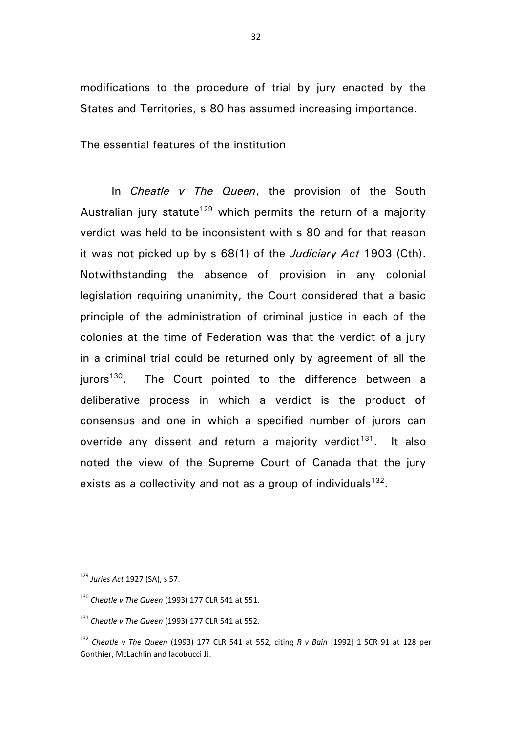modifications to the procedure of trial by jury enacted by the States and Territories, s 80 has assumed increasing importance.

<u>The essential features of the institution</u>

In *Cheatle v The Queen*, the provision of the South Australian jury statute[129] which permits the return of a majority verdict was held to be inconsistent with s 80 and for that reason it was not picked up by s 68(1) of the *Judiciary Act* 1903 (Cth). Notwithstanding the absence of provision in any colonial legislation requiring unanimity, the Court considered that a basic principle of the administration of criminal justice in each of the colonies at the time of Federation was that the verdict of a jury in a criminal trial could be returned only by agreement of all the jurors[130]. The Court pointed to the difference between a deliberative process in which a verdict is the product of consensus and one in which a specified number of jurors can override any dissent and return a majority verdict[131]. It also noted the view of the Supreme Court of Canada that the jury exists as a collectivity and not as a group of individuals[132].

---

[129] *Juries Act* 1927 (SA), s 57.

[130] *Cheatle v The Queen* (1993) 177 CLR 541 at 551.

[131] *Cheatle v The Queen* (1993) 177 CLR 541 at 552.

[132] *Cheatle v The Queen* (1993) 177 CLR 541 at 552, citing *R v Bain* [1992] 1 SCR 91 at 128 per Gonthier, McLachlin and Iacobucci JJ.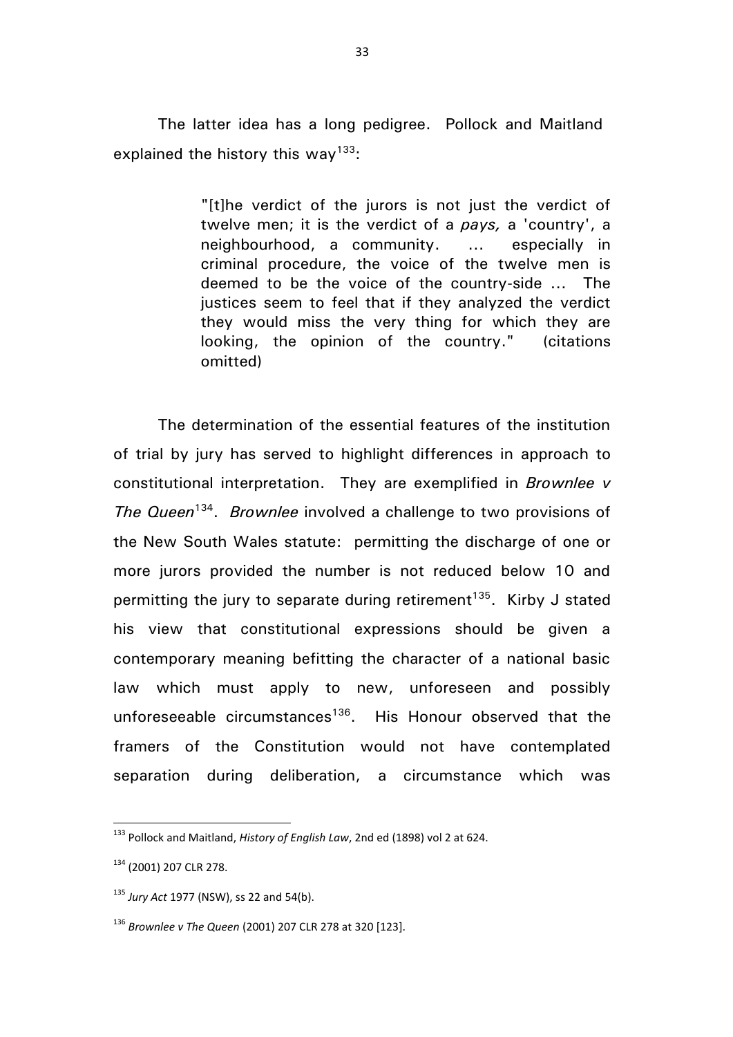The latter idea has a long pedigree. Pollock and Maitland explained the history this way[133]:

> "[t]he verdict of the jurors is not just the verdict of twelve men; it is the verdict of a *pays,* a 'country', a neighbourhood, a community. … especially in criminal procedure, the voice of the twelve men is deemed to be the voice of the country-side … The justices seem to feel that if they analyzed the verdict they would miss the very thing for which they are looking, the opinion of the country." (citations omitted)

The determination of the essential features of the institution of trial by jury has served to highlight differences in approach to constitutional interpretation. They are exemplified in *Brownlee v The Queen*[134]. *Brownlee* involved a challenge to two provisions of the New South Wales statute: permitting the discharge of one or more jurors provided the number is not reduced below 10 and permitting the jury to separate during retirement[135]. Kirby J stated his view that constitutional expressions should be given a contemporary meaning befitting the character of a national basic law which must apply to new, unforeseen and possibly unforeseeable circumstances[136]. His Honour observed that the framers of the Constitution would not have contemplated separation during deliberation, a circumstance which was

---

[133] Pollock and Maitland, *History of English Law*, 2nd ed (1898) vol 2 at 624.

[134] (2001) 207 CLR 278.

[135] *Jury Act* 1977 (NSW), ss 22 and 54(b).

[136] *Brownlee v The Queen* (2001) 207 CLR 278 at 320 [123].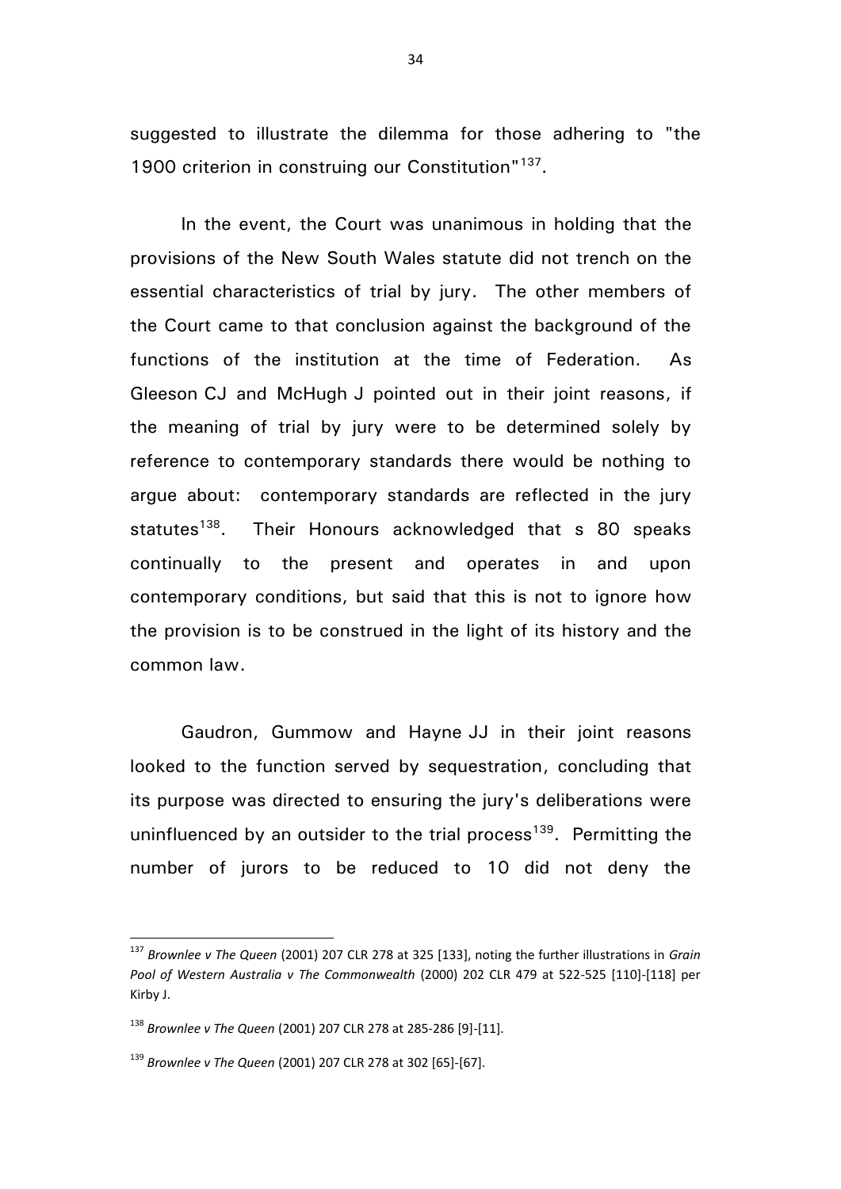suggested to illustrate the dilemma for those adhering to "the 1900 criterion in construing our Constitution"[137].

In the event, the Court was unanimous in holding that the provisions of the New South Wales statute did not trench on the essential characteristics of trial by jury. The other members of the Court came to that conclusion against the background of the functions of the institution at the time of Federation. As Gleeson CJ and McHugh J pointed out in their joint reasons, if the meaning of trial by jury were to be determined solely by reference to contemporary standards there would be nothing to argue about: contemporary standards are reflected in the jury statutes[138]. Their Honours acknowledged that s 80 speaks continually to the present and operates in and upon contemporary conditions, but said that this is not to ignore how the provision is to be construed in the light of its history and the common law.

Gaudron, Gummow and Hayne JJ in their joint reasons looked to the function served by sequestration, concluding that its purpose was directed to ensuring the jury's deliberations were uninfluenced by an outsider to the trial process[139]. Permitting the number of jurors to be reduced to 10 did not deny the

---

[137] *Brownlee v The Queen* (2001) 207 CLR 278 at 325 [133], noting the further illustrations in *Grain Pool of Western Australia v The Commonwealth* (2000) 202 CLR 479 at 522-525 [110]-[118] per Kirby J.

[138] *Brownlee v The Queen* (2001) 207 CLR 278 at 285-286 [9]-[11].

[139] *Brownlee v The Queen* (2001) 207 CLR 278 at 302 [65]-[67].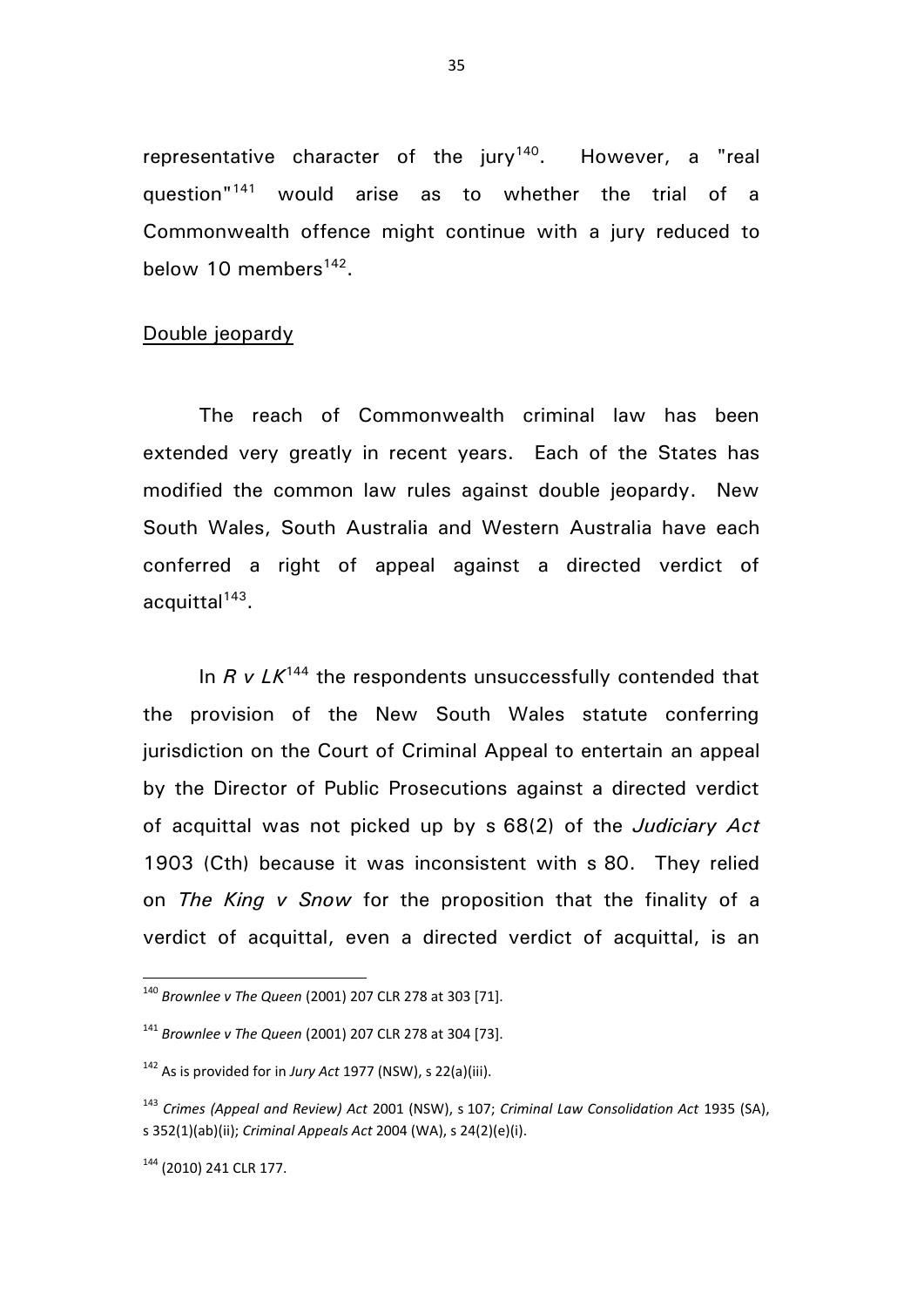representative character of the jury[140]. However, a "real question"[141] would arise as to whether the trial of a Commonwealth offence might continue with a jury reduced to below 10 members[142].

## Double jeopardy

The reach of Commonwealth criminal law has been extended very greatly in recent years. Each of the States has modified the common law rules against double jeopardy. New South Wales, South Australia and Western Australia have each conferred a right of appeal against a directed verdict of acquittal[143].

In *R v LK*[144] the respondents unsuccessfully contended that the provision of the New South Wales statute conferring jurisdiction on the Court of Criminal Appeal to entertain an appeal by the Director of Public Prosecutions against a directed verdict of acquittal was not picked up by s 68(2) of the *Judiciary Act* 1903 (Cth) because it was inconsistent with s 80. They relied on *The King v Snow* for the proposition that the finality of a verdict of acquittal, even a directed verdict of acquittal, is an

---

[140] *Brownlee v The Queen* (2001) 207 CLR 278 at 303 [71].

[141] *Brownlee v The Queen* (2001) 207 CLR 278 at 304 [73].

[142] As is provided for in *Jury Act* 1977 (NSW), s 22(a)(iii).

[143] *Crimes (Appeal and Review) Act* 2001 (NSW), s 107; *Criminal Law Consolidation Act* 1935 (SA), s 352(1)(ab)(ii); *Criminal Appeals Act* 2004 (WA), s 24(2)(e)(i).

[144] (2010) 241 CLR 177.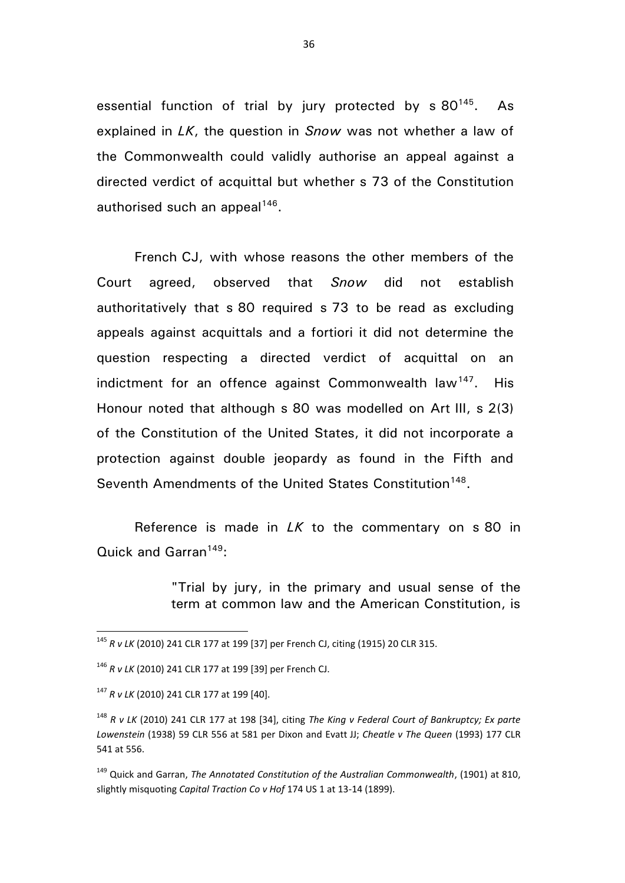essential function of trial by jury protected by s 80[145]. As explained in *LK*, the question in *Snow* was not whether a law of the Commonwealth could validly authorise an appeal against a directed verdict of acquittal but whether s 73 of the Constitution authorised such an appeal[146].

French CJ, with whose reasons the other members of the Court agreed, observed that *Snow* did not establish authoritatively that s 80 required s 73 to be read as excluding appeals against acquittals and a fortiori it did not determine the question respecting a directed verdict of acquittal on an indictment for an offence against Commonwealth law[147]. His Honour noted that although s 80 was modelled on Art III, s 2(3) of the Constitution of the United States, it did not incorporate a protection against double jeopardy as found in the Fifth and Seventh Amendments of the United States Constitution[148].

Reference is made in *LK* to the commentary on s 80 in Quick and Garran[149]:

> "Trial by jury, in the primary and usual sense of the term at common law and the American Constitution, is

---

[145] *R v LK* (2010) 241 CLR 177 at 199 [37] per French CJ, citing (1915) 20 CLR 315.

[146] *R v LK* (2010) 241 CLR 177 at 199 [39] per French CJ.

[147] *R v LK* (2010) 241 CLR 177 at 199 [40].

[148] *R v LK* (2010) 241 CLR 177 at 198 [34], citing *The King v Federal Court of Bankruptcy; Ex parte Lowenstein* (1938) 59 CLR 556 at 581 per Dixon and Evatt JJ; *Cheatle v The Queen* (1993) 177 CLR 541 at 556.

[149] Quick and Garran, *The Annotated Constitution of the Australian Commonwealth*, (1901) at 810, slightly misquoting *Capital Traction Co v Hof* 174 US 1 at 13-14 (1899).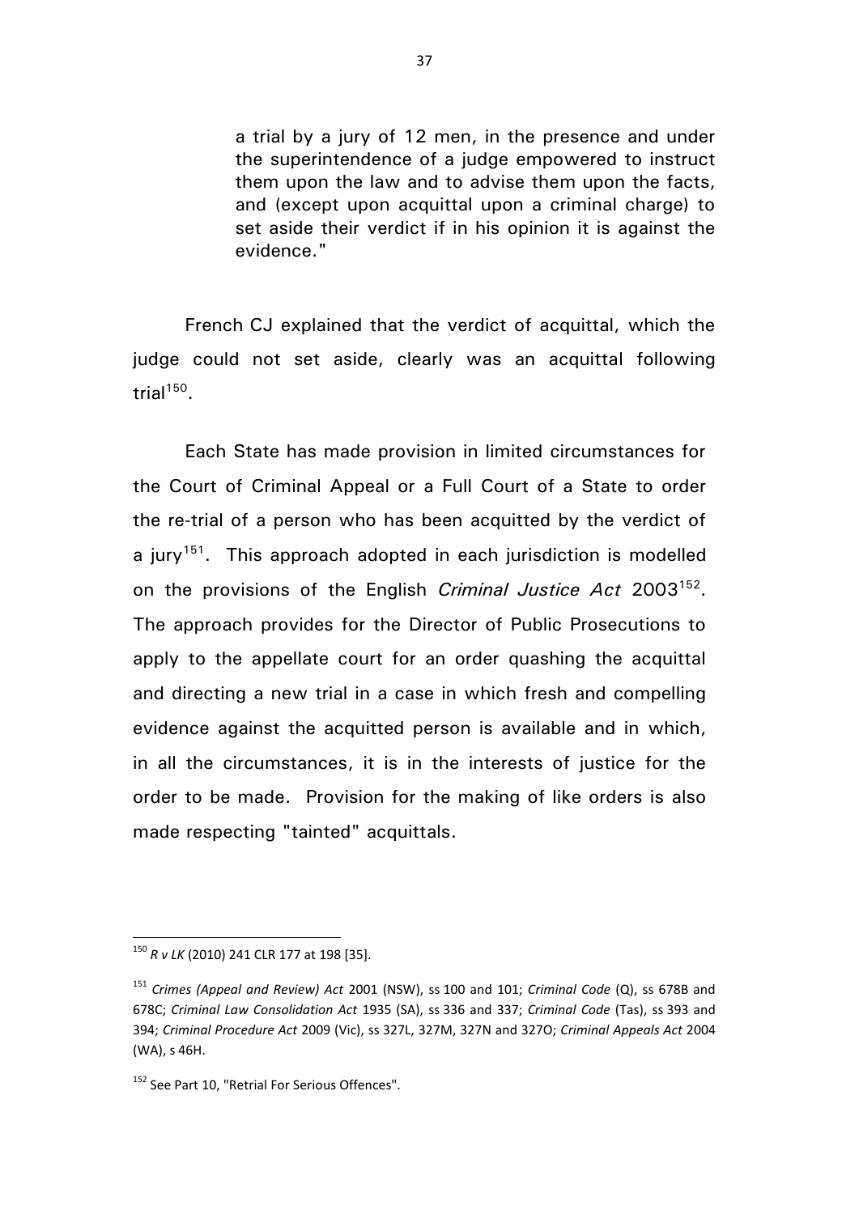> a trial by a jury of 12 men, in the presence and under the superintendence of a judge empowered to instruct them upon the law and to advise them upon the facts, and (except upon acquittal upon a criminal charge) to set aside their verdict if in his opinion it is against the evidence."

French CJ explained that the verdict of acquittal, which the judge could not set aside, clearly was an acquittal following trial[150].

Each State has made provision in limited circumstances for the Court of Criminal Appeal or a Full Court of a State to order the re-trial of a person who has been acquitted by the verdict of a jury[151]. This approach adopted in each jurisdiction is modelled on the provisions of the English *Criminal Justice Act* 2003[152]. The approach provides for the Director of Public Prosecutions to apply to the appellate court for an order quashing the acquittal and directing a new trial in a case in which fresh and compelling evidence against the acquitted person is available and in which, in all the circumstances, it is in the interests of justice for the order to be made. Provision for the making of like orders is also made respecting "tainted" acquittals.

---

[150] *R v LK* (2010) 241 CLR 177 at 198 [35].

[151] *Crimes (Appeal and Review) Act* 2001 (NSW), ss 100 and 101; *Criminal Code* (Q), ss 678B and 678C; *Criminal Law Consolidation Act* 1935 (SA), ss 336 and 337; *Criminal Code* (Tas), ss 393 and 394; *Criminal Procedure Act* 2009 (Vic), ss 327L, 327M, 327N and 327O; *Criminal Appeals Act* 2004 (WA), s 46H.

[152] See Part 10, "Retrial For Serious Offences".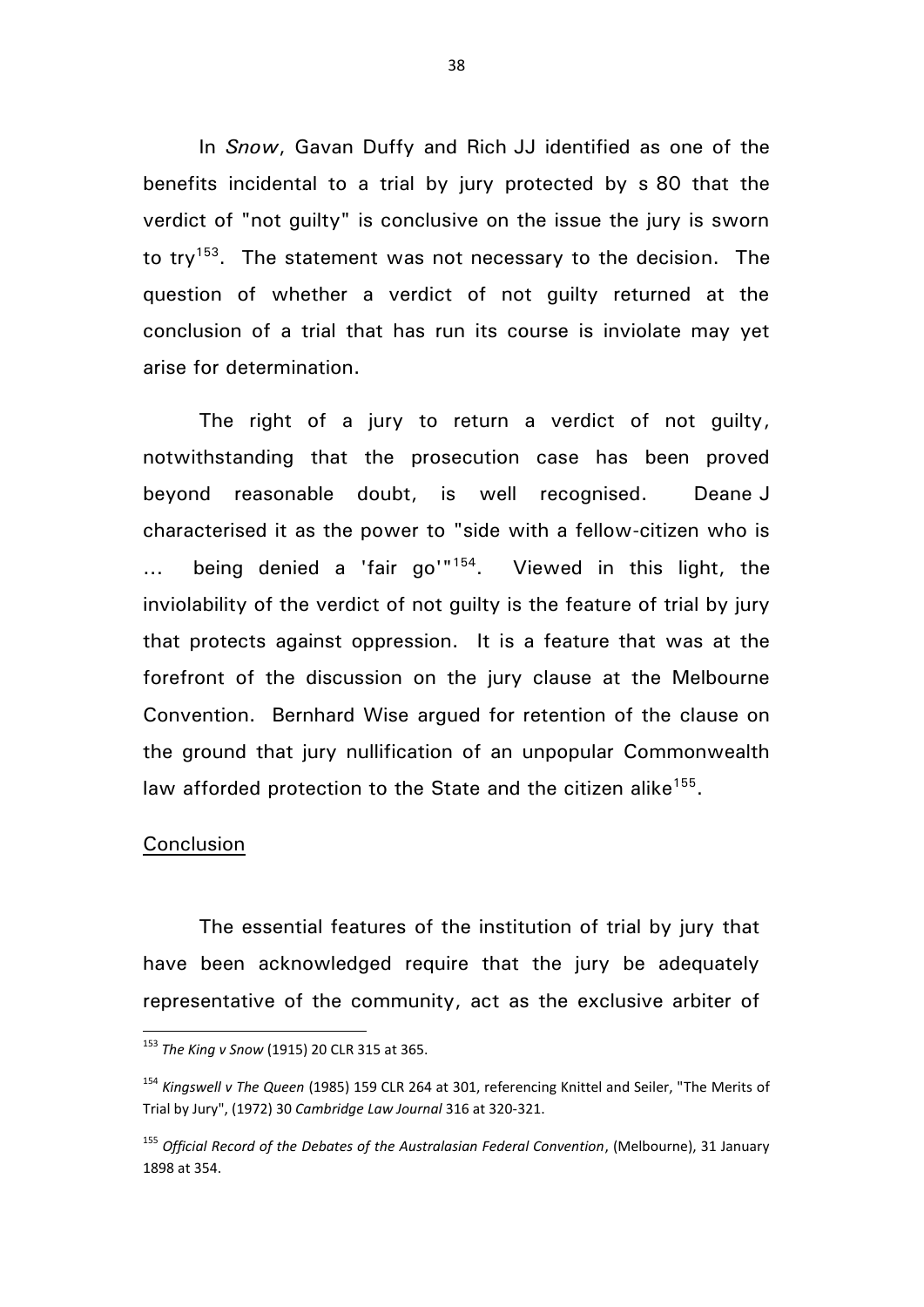In *Snow*, Gavan Duffy and Rich JJ identified as one of the benefits incidental to a trial by jury protected by s 80 that the verdict of "not guilty" is conclusive on the issue the jury is sworn to try[153]. The statement was not necessary to the decision. The question of whether a verdict of not guilty returned at the conclusion of a trial that has run its course is inviolate may yet arise for determination.

The right of a jury to return a verdict of not guilty, notwithstanding that the prosecution case has been proved beyond reasonable doubt, is well recognised. Deane J characterised it as the power to "side with a fellow-citizen who is ... being denied a 'fair go'"[154]. Viewed in this light, the inviolability of the verdict of not guilty is the feature of trial by jury that protects against oppression. It is a feature that was at the forefront of the discussion on the jury clause at the Melbourne Convention. Bernhard Wise argued for retention of the clause on the ground that jury nullification of an unpopular Commonwealth law afforded protection to the State and the citizen alike[155].

## Conclusion

The essential features of the institution of trial by jury that have been acknowledged require that the jury be adequately representative of the community, act as the exclusive arbiter of

---

[153] *The King v Snow* (1915) 20 CLR 315 at 365.

[154] *Kingswell v The Queen* (1985) 159 CLR 264 at 301, referencing Knittel and Seiler, "The Merits of Trial by Jury", (1972) 30 *Cambridge Law Journal* 316 at 320-321.

[155] *Official Record of the Debates of the Australasian Federal Convention*, (Melbourne), 31 January 1898 at 354.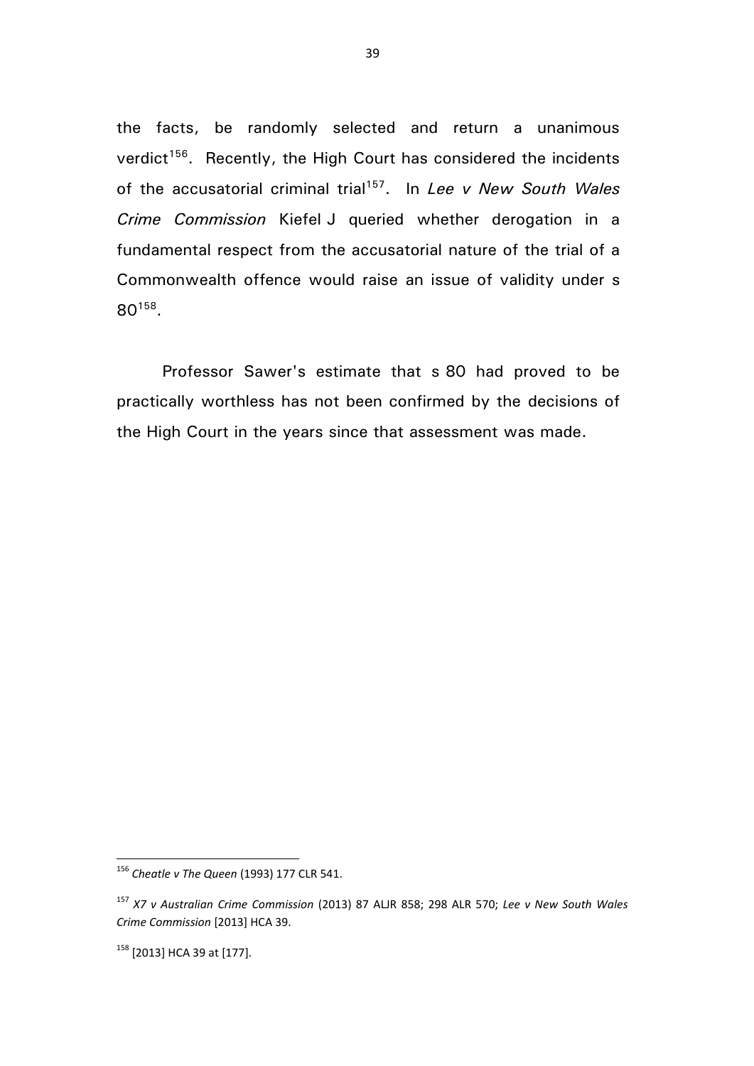the facts, be randomly selected and return a unanimous verdict[156]. Recently, the High Court has considered the incidents of the accusatorial criminal trial[157]. In *Lee v New South Wales Crime Commission* Kiefel J queried whether derogation in a fundamental respect from the accusatorial nature of the trial of a Commonwealth offence would raise an issue of validity under s 80[158].

Professor Sawer's estimate that s 80 had proved to be practically worthless has not been confirmed by the decisions of the High Court in the years since that assessment was made.

---

[156] *Cheatle v The Queen* (1993) 177 CLR 541.

[157] *X7 v Australian Crime Commission* (2013) 87 ALJR 858; 298 ALR 570; *Lee v New South Wales Crime Commission* [2013] HCA 39.

[158] [2013] HCA 39 at [177].